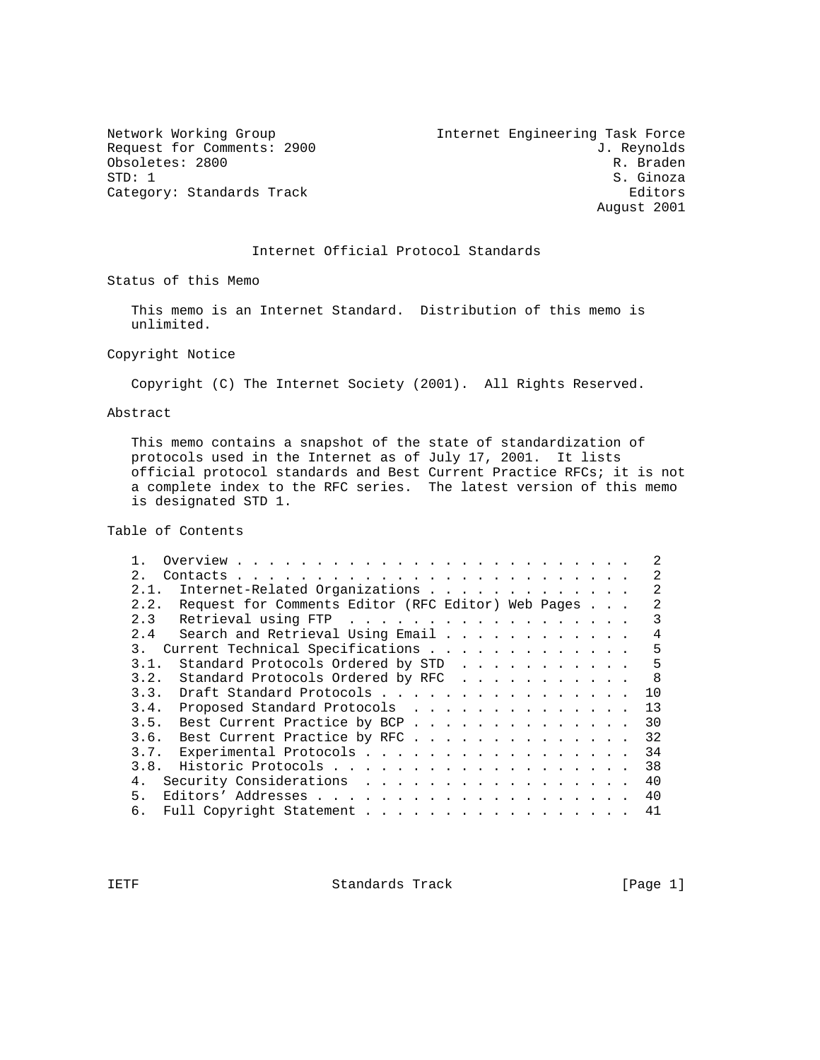Network Working Group                                    Internet Engineering Task Force
Request for Comments: 2900                                                   J. Reynolds
Obsoletes: 2800                                                                R. Braden
STD: 1                                                                         S. Ginoza
Category: Standards Track                                                        Editors
                                                                             August 2001

# Internet Official Protocol Standards

## Status of this Memo

This memo is an Internet Standard. Distribution of this memo is unlimited.

## Copyright Notice

Copyright (C) The Internet Society (2001). All Rights Reserved.

## Abstract

This memo contains a snapshot of the state of standardization of protocols used in the Internet as of July 17, 2001. It lists official protocol standards and Best Current Practice RFCs; it is not a complete index to the RFC series. The latest version of this memo is designated STD 1.

## Table of Contents

```
1.   Overview . . . . . . . . . . . . . . . . . . . . . . . . .   2
2.   Contacts . . . . . . . . . . . . . . . . . . . . . . . . .   2
2.1.  Internet-Related Organizations . . . . . . . . . . . . .   2
2.2.  Request for Comments Editor (RFC Editor) Web Pages . . .   2
2.3   Retrieval using FTP  . . . . . . . . . . . . . . . . . .   3
2.4   Search and Retrieval Using Email . . . . . . . . . . . .   4
3.   Current Technical Specifications . . . . . . . . . . . . .   5
3.1.  Standard Protocols Ordered by STD  . . . . . . . . . . .   5
3.2.  Standard Protocols Ordered by RFC  . . . . . . . . . . .   8
3.3.  Draft Standard Protocols . . . . . . . . . . . . . . . .  10
3.4.  Proposed Standard Protocols  . . . . . . . . . . . . . .  13
3.5.  Best Current Practice by BCP . . . . . . . . . . . . . .  30
3.6.  Best Current Practice by RFC . . . . . . . . . . . . . .  32
3.7.  Experimental Protocols . . . . . . . . . . . . . . . . .  34
3.8.  Historic Protocols . . . . . . . . . . . . . . . . . . .  38
4.   Security Considerations  . . . . . . . . . . . . . . . . .  40
5.   Editors' Addresses . . . . . . . . . . . . . . . . . . . .  40
6.   Full Copyright Statement . . . . . . . . . . . . . . . . .  41
```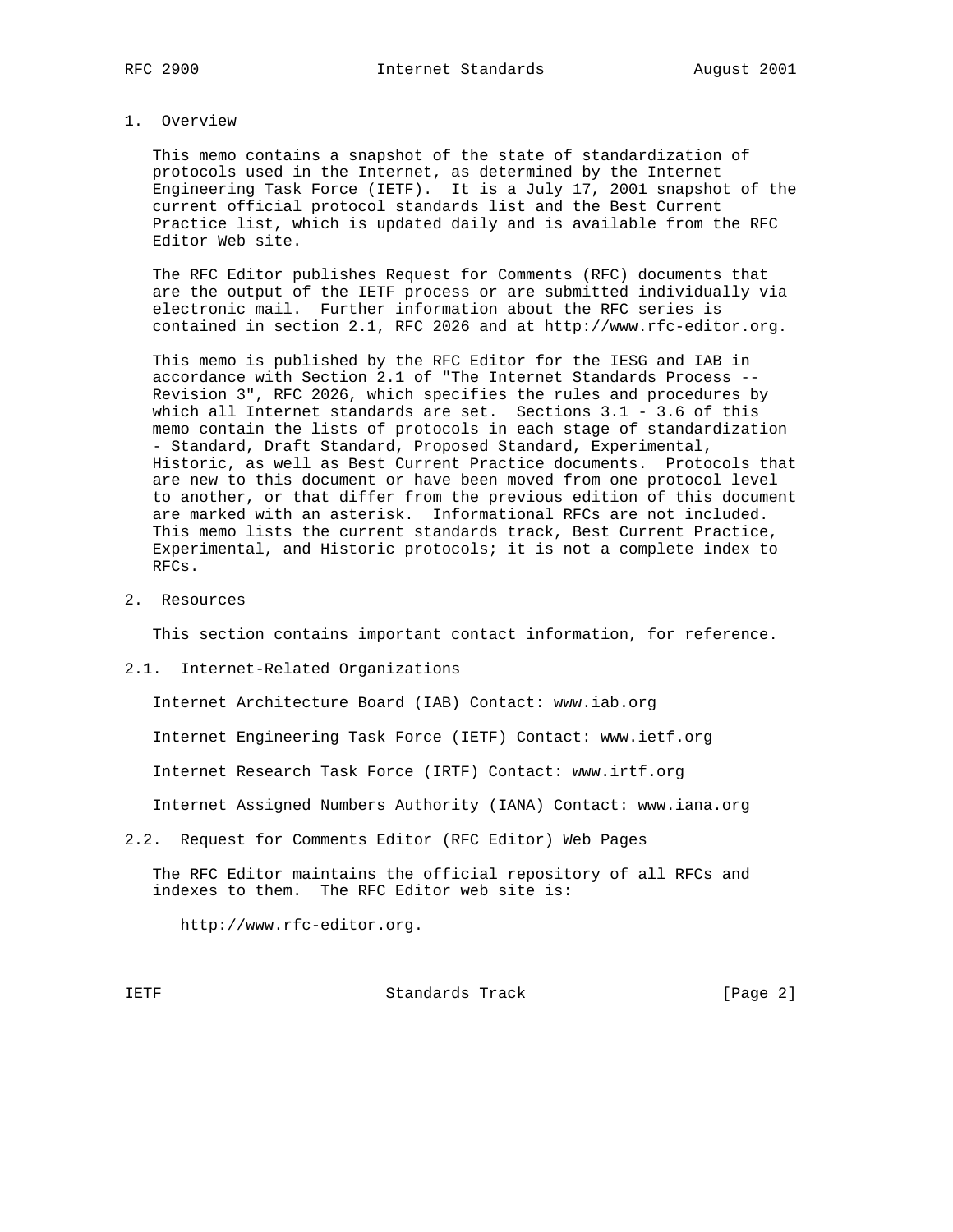## 1. Overview

This memo contains a snapshot of the state of standardization of protocols used in the Internet, as determined by the Internet Engineering Task Force (IETF). It is a July 17, 2001 snapshot of the current official protocol standards list and the Best Current Practice list, which is updated daily and is available from the RFC Editor Web site.

The RFC Editor publishes Request for Comments (RFC) documents that are the output of the IETF process or are submitted individually via electronic mail. Further information about the RFC series is contained in section 2.1, RFC 2026 and at http://www.rfc-editor.org.

This memo is published by the RFC Editor for the IESG and IAB in accordance with Section 2.1 of "The Internet Standards Process -- Revision 3", RFC 2026, which specifies the rules and procedures by which all Internet standards are set. Sections 3.1 - 3.6 of this memo contain the lists of protocols in each stage of standardization - Standard, Draft Standard, Proposed Standard, Experimental, Historic, as well as Best Current Practice documents. Protocols that are new to this document or have been moved from one protocol level to another, or that differ from the previous edition of this document are marked with an asterisk. Informational RFCs are not included. This memo lists the current standards track, Best Current Practice, Experimental, and Historic protocols; it is not a complete index to RFCs.

## 2. Resources

This section contains important contact information, for reference.

### 2.1. Internet-Related Organizations

Internet Architecture Board (IAB) Contact: www.iab.org

Internet Engineering Task Force (IETF) Contact: www.ietf.org

Internet Research Task Force (IRTF) Contact: www.irtf.org

Internet Assigned Numbers Authority (IANA) Contact: www.iana.org

### 2.2. Request for Comments Editor (RFC Editor) Web Pages

The RFC Editor maintains the official repository of all RFCs and indexes to them. The RFC Editor web site is:

http://www.rfc-editor.org.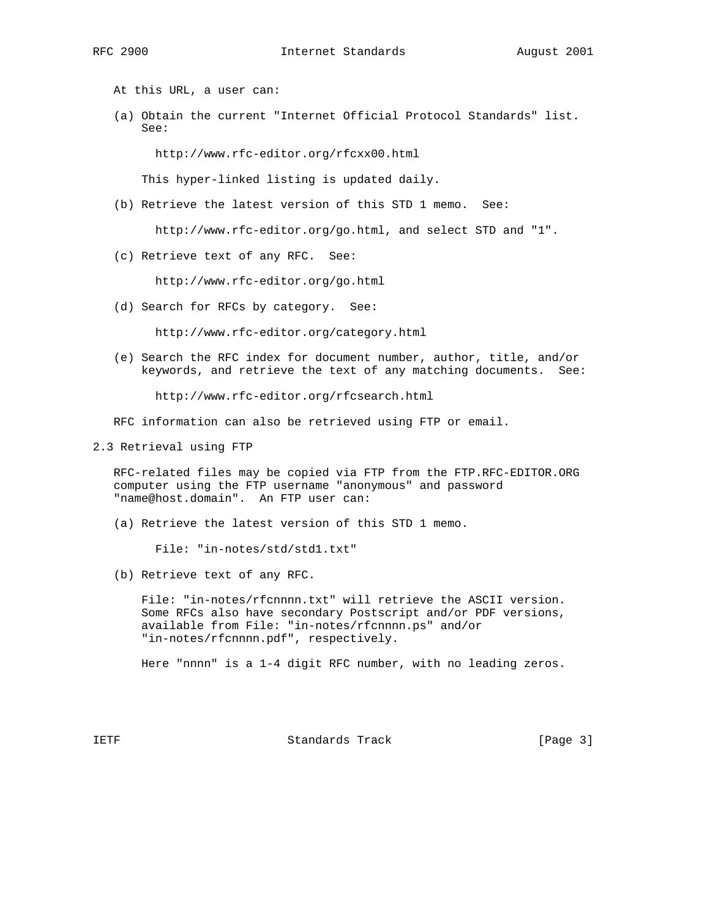At this URL, a user can:

(a) Obtain the current "Internet Official Protocol Standards" list. See:

http://www.rfc-editor.org/rfcxx00.html

This hyper-linked listing is updated daily.

(b) Retrieve the latest version of this STD 1 memo. See:

http://www.rfc-editor.org/go.html, and select STD and "1".

(c) Retrieve text of any RFC. See:

http://www.rfc-editor.org/go.html

(d) Search for RFCs by category. See:

http://www.rfc-editor.org/category.html

(e) Search the RFC index for document number, author, title, and/or keywords, and retrieve the text of any matching documents. See:

http://www.rfc-editor.org/rfcsearch.html

RFC information can also be retrieved using FTP or email.

## 2.3 Retrieval using FTP

RFC-related files may be copied via FTP from the FTP.RFC-EDITOR.ORG computer using the FTP username "anonymous" and password "name@host.domain". An FTP user can:

(a) Retrieve the latest version of this STD 1 memo.

File: "in-notes/std/std1.txt"

(b) Retrieve text of any RFC.

File: "in-notes/rfcnnnn.txt" will retrieve the ASCII version. Some RFCs also have secondary Postscript and/or PDF versions, available from File: "in-notes/rfcnnnn.ps" and/or "in-notes/rfcnnnn.pdf", respectively.

Here "nnnn" is a 1-4 digit RFC number, with no leading zeros.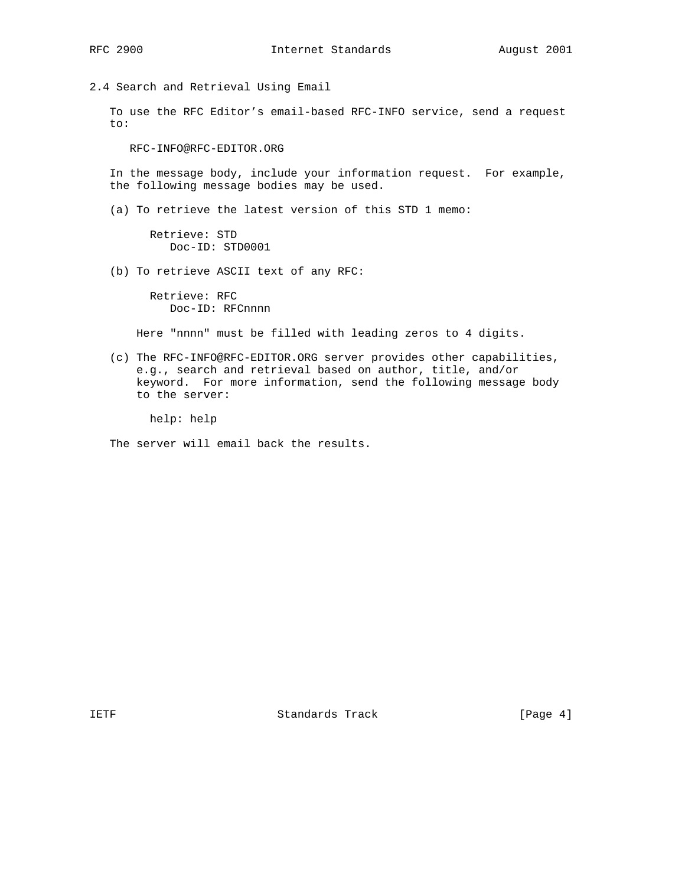### 2.4 Search and Retrieval Using Email

To use the RFC Editor's email-based RFC-INFO service, send a request to:

RFC-INFO@RFC-EDITOR.ORG

In the message body, include your information request. For example, the following message bodies may be used.

(a) To retrieve the latest version of this STD 1 memo:

```
Retrieve: STD
   Doc-ID: STD0001
```

(b) To retrieve ASCII text of any RFC:

```
Retrieve: RFC
   Doc-ID: RFCnnnn
```

Here "nnnn" must be filled with leading zeros to 4 digits.

(c) The RFC-INFO@RFC-EDITOR.ORG server provides other capabilities, e.g., search and retrieval based on author, title, and/or keyword. For more information, send the following message body to the server:

```
help: help
```

The server will email back the results.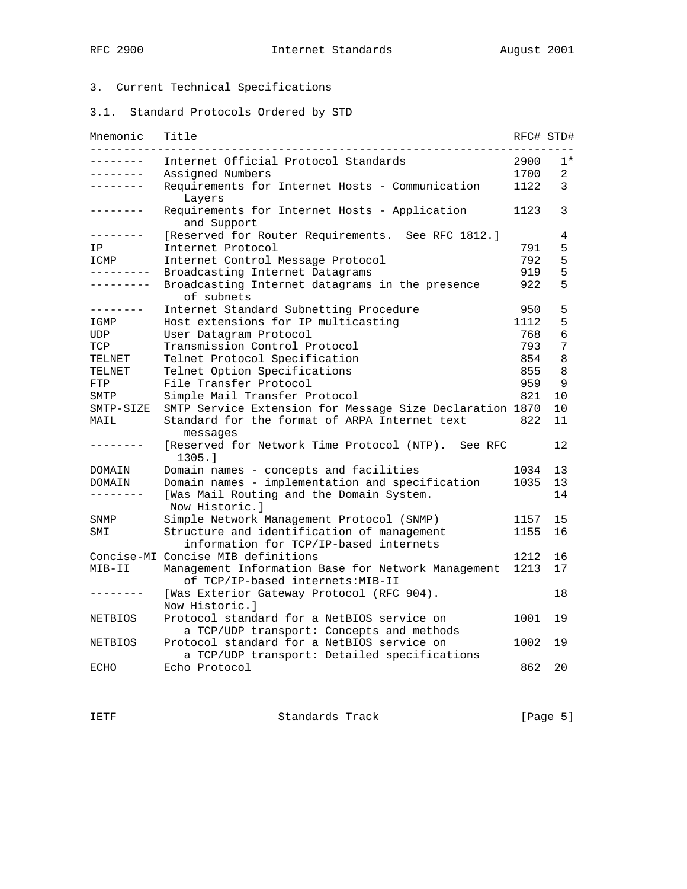## 3. Current Technical Specifications

### 3.1. Standard Protocols Ordered by STD

| Mnemonic | Title | RFC# | STD# |
|---|---|---|---|
| -------- | Internet Official Protocol Standards | 2900 | 1* |
| -------- | Assigned Numbers | 1700 | 2 |
| -------- | Requirements for Internet Hosts - Communication Layers | 1122 | 3 |
| -------- | Requirements for Internet Hosts - Application and Support | 1123 | 3 |
| -------- | [Reserved for Router Requirements. See RFC 1812.] | | 4 |
| IP | Internet Protocol | 791 | 5 |
| ICMP | Internet Control Message Protocol | 792 | 5 |
| --------- | Broadcasting Internet Datagrams | 919 | 5 |
| --------- | Broadcasting Internet datagrams in the presence of subnets | 922 | 5 |
| -------- | Internet Standard Subnetting Procedure | 950 | 5 |
| IGMP | Host extensions for IP multicasting | 1112 | 5 |
| UDP | User Datagram Protocol | 768 | 6 |
| TCP | Transmission Control Protocol | 793 | 7 |
| TELNET | Telnet Protocol Specification | 854 | 8 |
| TELNET | Telnet Option Specifications | 855 | 8 |
| FTP | File Transfer Protocol | 959 | 9 |
| SMTP | Simple Mail Transfer Protocol | 821 | 10 |
| SMTP-SIZE | SMTP Service Extension for Message Size Declaration | 1870 | 10 |
| MAIL | Standard for the format of ARPA Internet text messages | 822 | 11 |
| -------- | [Reserved for Network Time Protocol (NTP). See RFC 1305.] | | 12 |
| DOMAIN | Domain names - concepts and facilities | 1034 | 13 |
| DOMAIN | Domain names - implementation and specification | 1035 | 13 |
| -------- | [Was Mail Routing and the Domain System. Now Historic.] | | 14 |
| SNMP | Simple Network Management Protocol (SNMP) | 1157 | 15 |
| SMI | Structure and identification of management information for TCP/IP-based internets | 1155 | 16 |
| Concise-MI | Concise MIB definitions | 1212 | 16 |
| MIB-II | Management Information Base for Network Management of TCP/IP-based internets:MIB-II | 1213 | 17 |
| -------- | [Was Exterior Gateway Protocol (RFC 904). Now Historic.] | | 18 |
| NETBIOS | Protocol standard for a NetBIOS service on a TCP/UDP transport: Concepts and methods | 1001 | 19 |
| NETBIOS | Protocol standard for a NetBIOS service on a TCP/UDP transport: Detailed specifications | 1002 | 19 |
| ECHO | Echo Protocol | 862 | 20 |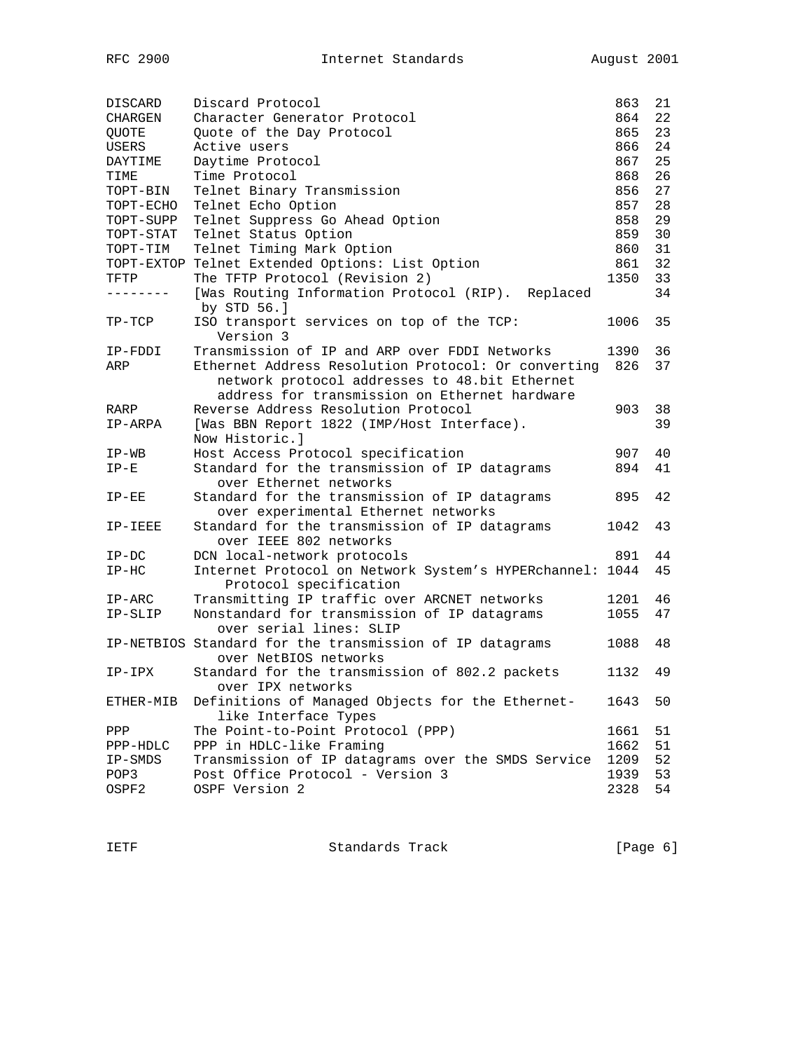| Mnemonic | Title | RFC | STD |
|---|---|---|---|
| DISCARD | Discard Protocol | 863 | 21 |
| CHARGEN | Character Generator Protocol | 864 | 22 |
| QUOTE | Quote of the Day Protocol | 865 | 23 |
| USERS | Active users | 866 | 24 |
| DAYTIME | Daytime Protocol | 867 | 25 |
| TIME | Time Protocol | 868 | 26 |
| TOPT-BIN | Telnet Binary Transmission | 856 | 27 |
| TOPT-ECHO | Telnet Echo Option | 857 | 28 |
| TOPT-SUPP | Telnet Suppress Go Ahead Option | 858 | 29 |
| TOPT-STAT | Telnet Status Option | 859 | 30 |
| TOPT-TIM | Telnet Timing Mark Option | 860 | 31 |
| TOPT-EXTOP | Telnet Extended Options: List Option | 861 | 32 |
| TFTP | The TFTP Protocol (Revision 2) | 1350 | 33 |
| -------- | [Was Routing Information Protocol (RIP). Replaced by STD 56.] | | 34 |
| TP-TCP | ISO transport services on top of the TCP: Version 3 | 1006 | 35 |
| IP-FDDI | Transmission of IP and ARP over FDDI Networks | 1390 | 36 |
| ARP | Ethernet Address Resolution Protocol: Or converting network protocol addresses to 48.bit Ethernet address for transmission on Ethernet hardware | 826 | 37 |
| RARP | Reverse Address Resolution Protocol | 903 | 38 |
| IP-ARPA | [Was BBN Report 1822 (IMP/Host Interface). Now Historic.] | | 39 |
| IP-WB | Host Access Protocol specification | 907 | 40 |
| IP-E | Standard for the transmission of IP datagrams over Ethernet networks | 894 | 41 |
| IP-EE | Standard for the transmission of IP datagrams over experimental Ethernet networks | 895 | 42 |
| IP-IEEE | Standard for the transmission of IP datagrams over IEEE 802 networks | 1042 | 43 |
| IP-DC | DCN local-network protocols | 891 | 44 |
| IP-HC | Internet Protocol on Network System's HYPERchannel: Protocol specification | 1044 | 45 |
| IP-ARC | Transmitting IP traffic over ARCNET networks | 1201 | 46 |
| IP-SLIP | Nonstandard for transmission of IP datagrams over serial lines: SLIP | 1055 | 47 |
| IP-NETBIOS | Standard for the transmission of IP datagrams over NetBIOS networks | 1088 | 48 |
| IP-IPX | Standard for the transmission of 802.2 packets over IPX networks | 1132 | 49 |
| ETHER-MIB | Definitions of Managed Objects for the Ethernet-like Interface Types | 1643 | 50 |
| PPP | The Point-to-Point Protocol (PPP) | 1661 | 51 |
| PPP-HDLC | PPP in HDLC-like Framing | 1662 | 51 |
| IP-SMDS | Transmission of IP datagrams over the SMDS Service | 1209 | 52 |
| POP3 | Post Office Protocol - Version 3 | 1939 | 53 |
| OSPF2 | OSPF Version 2 | 2328 | 54 |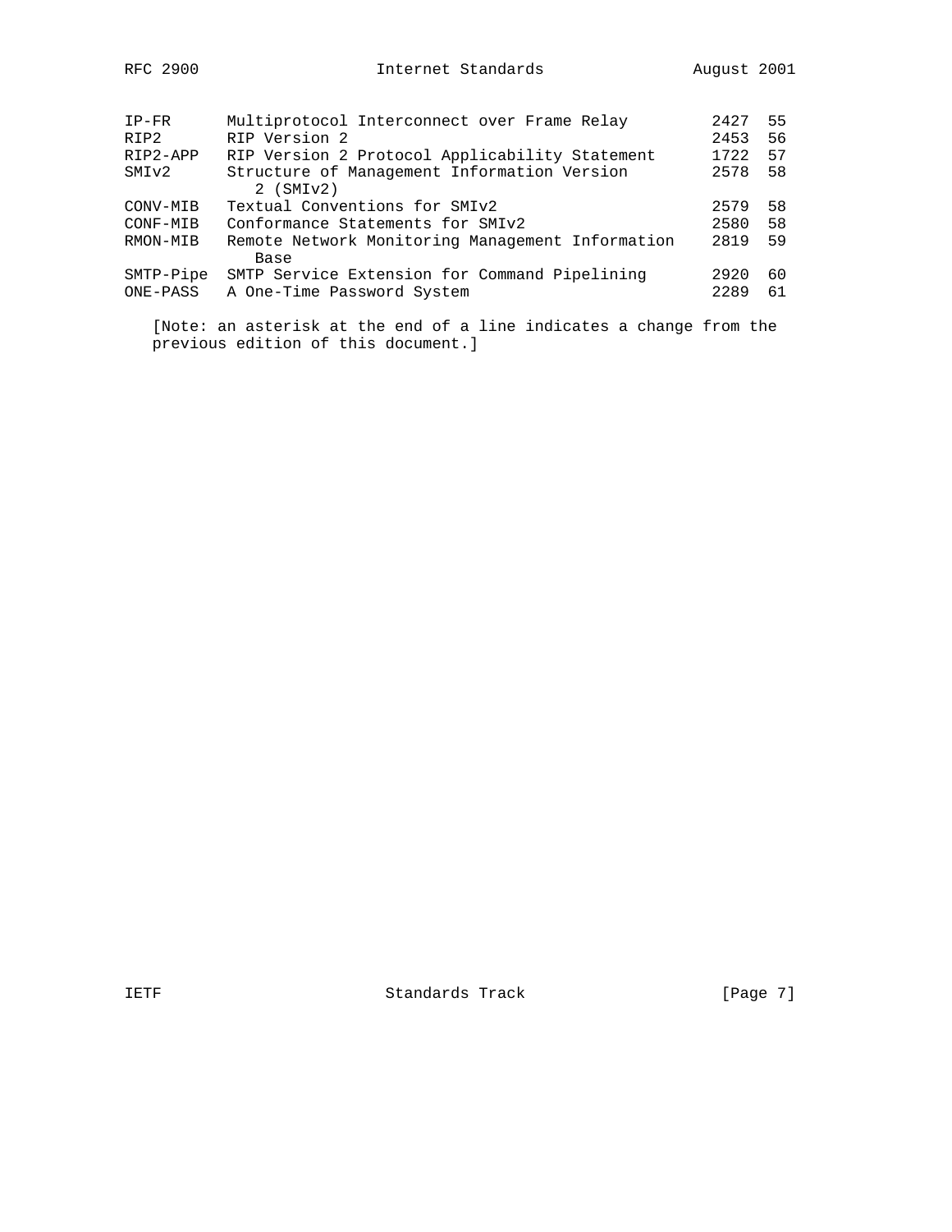| | | | |
|---|---|---|---|
| IP-FR | Multiprotocol Interconnect over Frame Relay | 2427 | 55 |
| RIP2 | RIP Version 2 | 2453 | 56 |
| RIP2-APP | RIP Version 2 Protocol Applicability Statement | 1722 | 57 |
| SMIv2 | Structure of Management Information Version 2 (SMIv2) | 2578 | 58 |
| CONV-MIB | Textual Conventions for SMIv2 | 2579 | 58 |
| CONF-MIB | Conformance Statements for SMIv2 | 2580 | 58 |
| RMON-MIB | Remote Network Monitoring Management Information Base | 2819 | 59 |
| SMTP-Pipe | SMTP Service Extension for Command Pipelining | 2920 | 60 |
| ONE-PASS | A One-Time Password System | 2289 | 61 |

[Note: an asterisk at the end of a line indicates a change from the previous edition of this document.]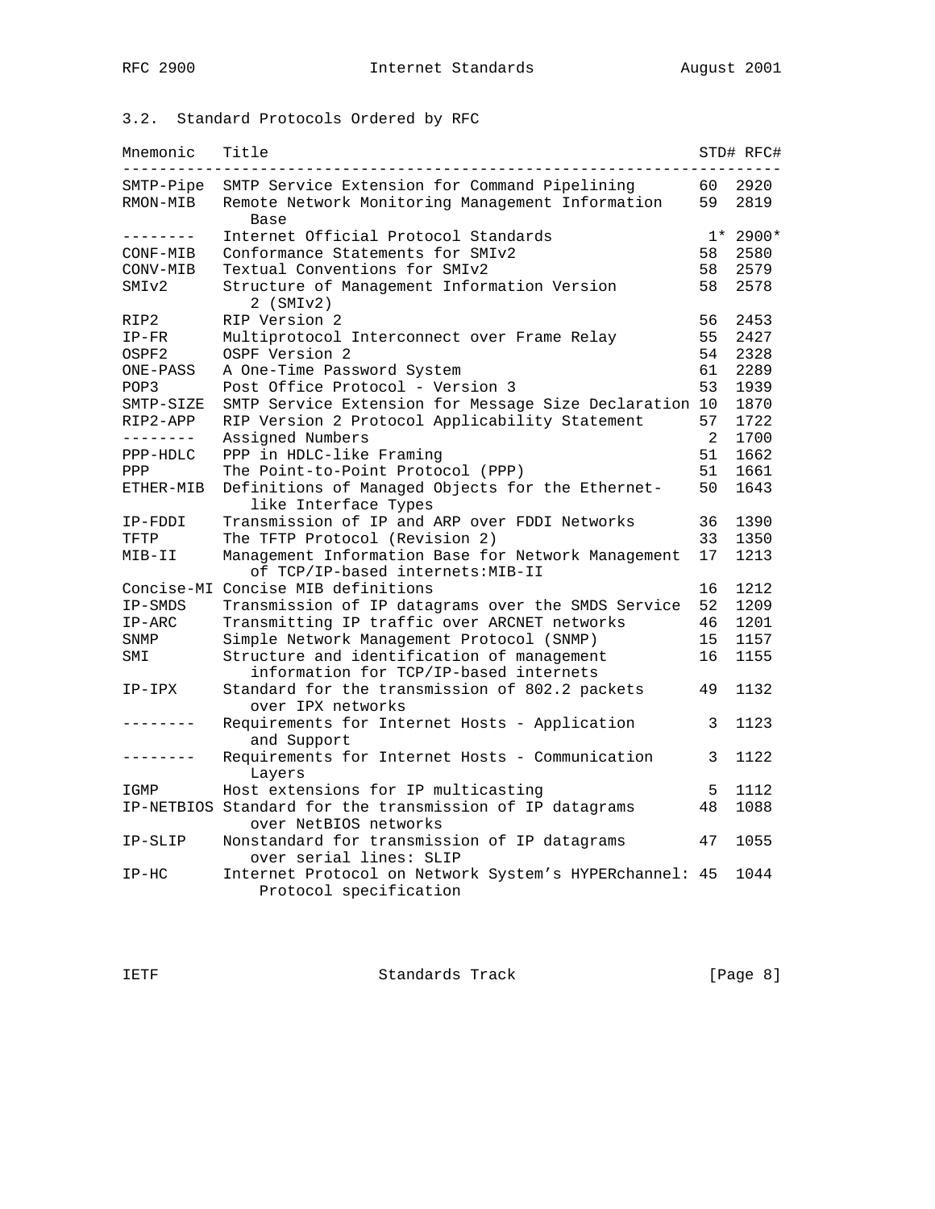### 3.2. Standard Protocols Ordered by RFC

| Mnemonic | Title | STD# | RFC# |
|---|---|---|---|
| SMTP-Pipe | SMTP Service Extension for Command Pipelining | 60 | 2920 |
| RMON-MIB | Remote Network Monitoring Management Information Base | 59 | 2819 |
| -------- | Internet Official Protocol Standards | 1* | 2900* |
| CONF-MIB | Conformance Statements for SMIv2 | 58 | 2580 |
| CONV-MIB | Textual Conventions for SMIv2 | 58 | 2579 |
| SMIv2 | Structure of Management Information Version 2 (SMIv2) | 58 | 2578 |
| RIP2 | RIP Version 2 | 56 | 2453 |
| IP-FR | Multiprotocol Interconnect over Frame Relay | 55 | 2427 |
| OSPF2 | OSPF Version 2 | 54 | 2328 |
| ONE-PASS | A One-Time Password System | 61 | 2289 |
| POP3 | Post Office Protocol - Version 3 | 53 | 1939 |
| SMTP-SIZE | SMTP Service Extension for Message Size Declaration | 10 | 1870 |
| RIP2-APP | RIP Version 2 Protocol Applicability Statement | 57 | 1722 |
| -------- | Assigned Numbers | 2 | 1700 |
| PPP-HDLC | PPP in HDLC-like Framing | 51 | 1662 |
| PPP | The Point-to-Point Protocol (PPP) | 51 | 1661 |
| ETHER-MIB | Definitions of Managed Objects for the Ethernet-like Interface Types | 50 | 1643 |
| IP-FDDI | Transmission of IP and ARP over FDDI Networks | 36 | 1390 |
| TFTP | The TFTP Protocol (Revision 2) | 33 | 1350 |
| MIB-II | Management Information Base for Network Management of TCP/IP-based internets:MIB-II | 17 | 1213 |
| Concise-MI | Concise MIB definitions | 16 | 1212 |
| IP-SMDS | Transmission of IP datagrams over the SMDS Service | 52 | 1209 |
| IP-ARC | Transmitting IP traffic over ARCNET networks | 46 | 1201 |
| SNMP | Simple Network Management Protocol (SNMP) | 15 | 1157 |
| SMI | Structure and identification of management information for TCP/IP-based internets | 16 | 1155 |
| IP-IPX | Standard for the transmission of 802.2 packets over IPX networks | 49 | 1132 |
| -------- | Requirements for Internet Hosts - Application and Support | 3 | 1123 |
| -------- | Requirements for Internet Hosts - Communication Layers | 3 | 1122 |
| IGMP | Host extensions for IP multicasting | 5 | 1112 |
| IP-NETBIOS | Standard for the transmission of IP datagrams over NetBIOS networks | 48 | 1088 |
| IP-SLIP | Nonstandard for transmission of IP datagrams over serial lines: SLIP | 47 | 1055 |
| IP-HC | Internet Protocol on Network System's HYPERchannel: Protocol specification | 45 | 1044 |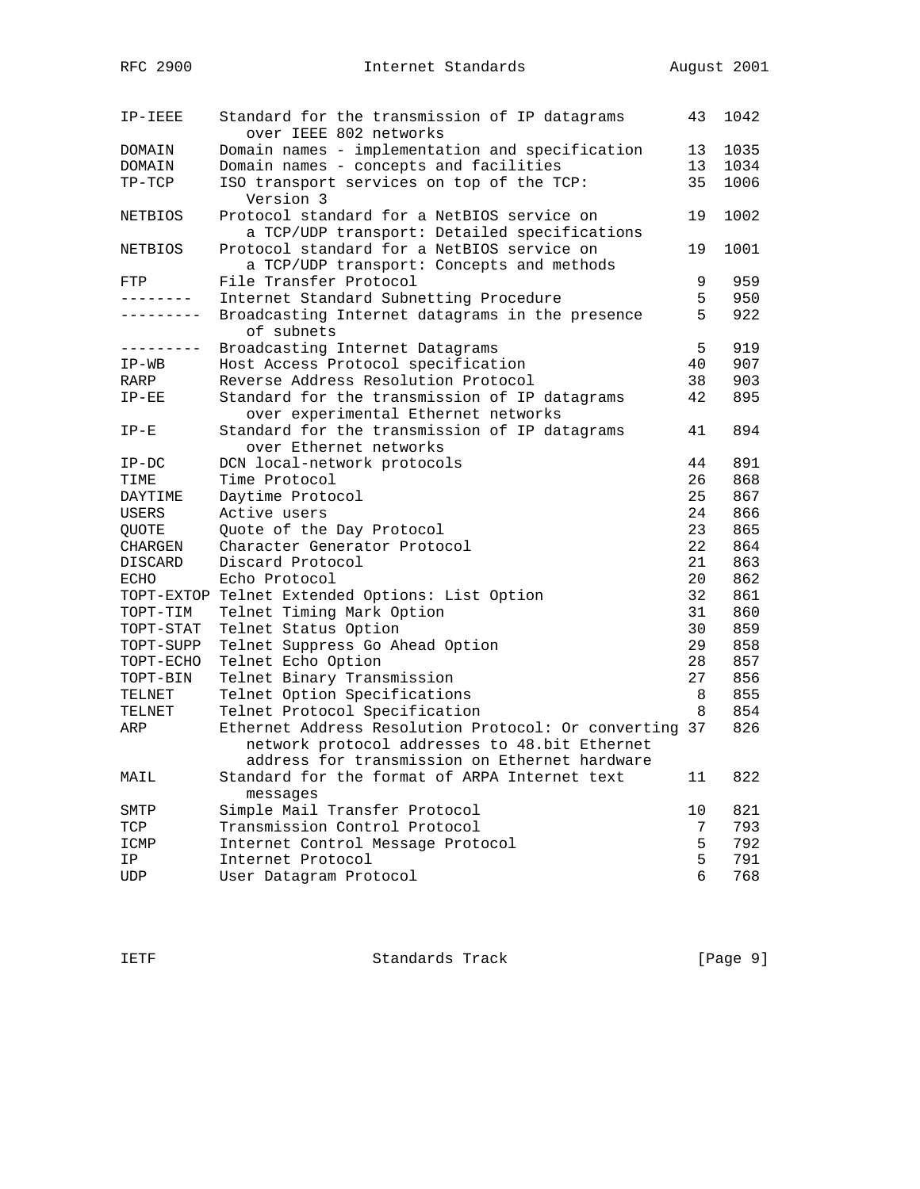| | | | |
|---|---|---|---|
| IP-IEEE | Standard for the transmission of IP datagrams over IEEE 802 networks | 43 | 1042 |
| DOMAIN | Domain names - implementation and specification | 13 | 1035 |
| DOMAIN | Domain names - concepts and facilities | 13 | 1034 |
| TP-TCP | ISO transport services on top of the TCP: Version 3 | 35 | 1006 |
| NETBIOS | Protocol standard for a NetBIOS service on a TCP/UDP transport: Detailed specifications | 19 | 1002 |
| NETBIOS | Protocol standard for a NetBIOS service on a TCP/UDP transport: Concepts and methods | 19 | 1001 |
| FTP | File Transfer Protocol | 9 | 959 |
| -------- | Internet Standard Subnetting Procedure | 5 | 950 |
| --------- | Broadcasting Internet datagrams in the presence of subnets | 5 | 922 |
| --------- | Broadcasting Internet Datagrams | 5 | 919 |
| IP-WB | Host Access Protocol specification | 40 | 907 |
| RARP | Reverse Address Resolution Protocol | 38 | 903 |
| IP-EE | Standard for the transmission of IP datagrams over experimental Ethernet networks | 42 | 895 |
| IP-E | Standard for the transmission of IP datagrams over Ethernet networks | 41 | 894 |
| IP-DC | DCN local-network protocols | 44 | 891 |
| TIME | Time Protocol | 26 | 868 |
| DAYTIME | Daytime Protocol | 25 | 867 |
| USERS | Active users | 24 | 866 |
| QUOTE | Quote of the Day Protocol | 23 | 865 |
| CHARGEN | Character Generator Protocol | 22 | 864 |
| DISCARD | Discard Protocol | 21 | 863 |
| ECHO | Echo Protocol | 20 | 862 |
| TOPT-EXTOP | Telnet Extended Options: List Option | 32 | 861 |
| TOPT-TIM | Telnet Timing Mark Option | 31 | 860 |
| TOPT-STAT | Telnet Status Option | 30 | 859 |
| TOPT-SUPP | Telnet Suppress Go Ahead Option | 29 | 858 |
| TOPT-ECHO | Telnet Echo Option | 28 | 857 |
| TOPT-BIN | Telnet Binary Transmission | 27 | 856 |
| TELNET | Telnet Option Specifications | 8 | 855 |
| TELNET | Telnet Protocol Specification | 8 | 854 |
| ARP | Ethernet Address Resolution Protocol: Or converting network protocol addresses to 48.bit Ethernet address for transmission on Ethernet hardware | 37 | 826 |
| MAIL | Standard for the format of ARPA Internet text messages | 11 | 822 |
| SMTP | Simple Mail Transfer Protocol | 10 | 821 |
| TCP | Transmission Control Protocol | 7 | 793 |
| ICMP | Internet Control Message Protocol | 5 | 792 |
| IP | Internet Protocol | 5 | 791 |
| UDP | User Datagram Protocol | 6 | 768 |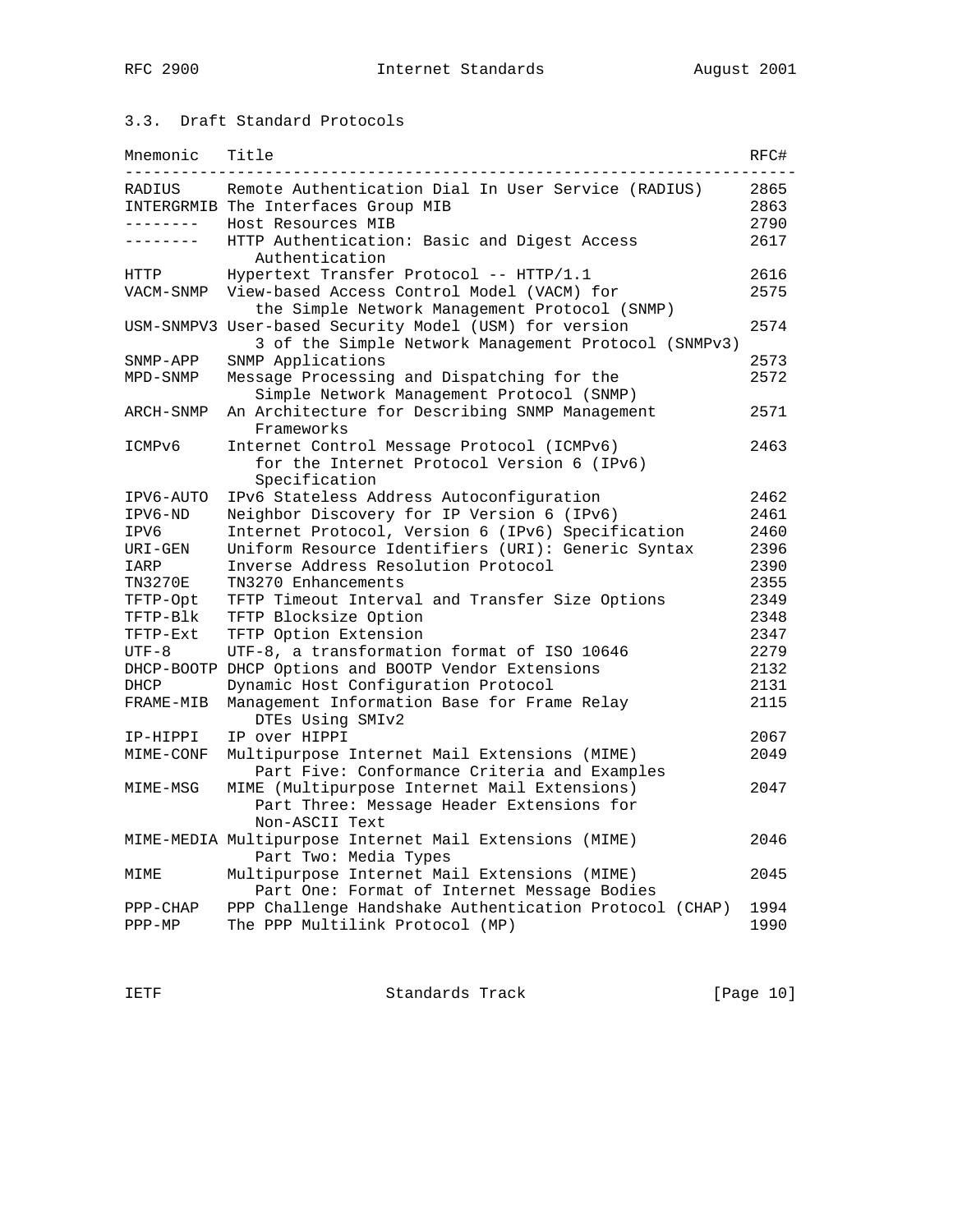### 3.3. Draft Standard Protocols

| Mnemonic | Title | RFC# |
|---|---|---|
| RADIUS | Remote Authentication Dial In User Service (RADIUS) | 2865 |
| INTERGRMIB | The Interfaces Group MIB | 2863 |
| -------- | Host Resources MIB | 2790 |
| -------- | HTTP Authentication: Basic and Digest Access Authentication | 2617 |
| HTTP | Hypertext Transfer Protocol -- HTTP/1.1 | 2616 |
| VACM-SNMP | View-based Access Control Model (VACM) for the Simple Network Management Protocol (SNMP) | 2575 |
| USM-SNMPV3 | User-based Security Model (USM) for version 3 of the Simple Network Management Protocol (SNMPv3) | 2574 |
| SNMP-APP | SNMP Applications | 2573 |
| MPD-SNMP | Message Processing and Dispatching for the Simple Network Management Protocol (SNMP) | 2572 |
| ARCH-SNMP | An Architecture for Describing SNMP Management Frameworks | 2571 |
| ICMPv6 | Internet Control Message Protocol (ICMPv6) for the Internet Protocol Version 6 (IPv6) Specification | 2463 |
| IPV6-AUTO | IPv6 Stateless Address Autoconfiguration | 2462 |
| IPV6-ND | Neighbor Discovery for IP Version 6 (IPv6) | 2461 |
| IPV6 | Internet Protocol, Version 6 (IPv6) Specification | 2460 |
| URI-GEN | Uniform Resource Identifiers (URI): Generic Syntax | 2396 |
| IARP | Inverse Address Resolution Protocol | 2390 |
| TN3270E | TN3270 Enhancements | 2355 |
| TFTP-Opt | TFTP Timeout Interval and Transfer Size Options | 2349 |
| TFTP-Blk | TFTP Blocksize Option | 2348 |
| TFTP-Ext | TFTP Option Extension | 2347 |
| UTF-8 | UTF-8, a transformation format of ISO 10646 | 2279 |
| DHCP-BOOTP | DHCP Options and BOOTP Vendor Extensions | 2132 |
| DHCP | Dynamic Host Configuration Protocol | 2131 |
| FRAME-MIB | Management Information Base for Frame Relay DTEs Using SMIv2 | 2115 |
| IP-HIPPI | IP over HIPPI | 2067 |
| MIME-CONF | Multipurpose Internet Mail Extensions (MIME) Part Five: Conformance Criteria and Examples | 2049 |
| MIME-MSG | MIME (Multipurpose Internet Mail Extensions) Part Three: Message Header Extensions for Non-ASCII Text | 2047 |
| MIME-MEDIA | Multipurpose Internet Mail Extensions (MIME) Part Two: Media Types | 2046 |
| MIME | Multipurpose Internet Mail Extensions (MIME) Part One: Format of Internet Message Bodies | 2045 |
| PPP-CHAP | PPP Challenge Handshake Authentication Protocol (CHAP) | 1994 |
| PPP-MP | The PPP Multilink Protocol (MP) | 1990 |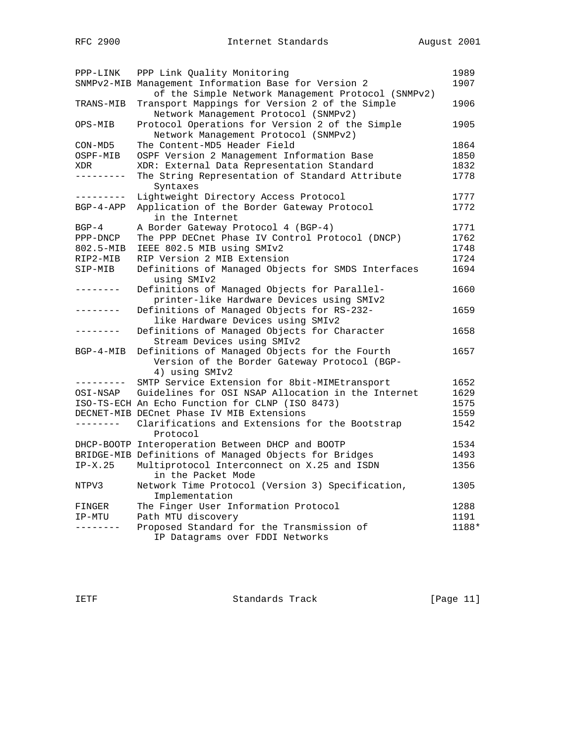| | | |
|---|---|---|
| PPP-LINK | PPP Link Quality Monitoring | 1989 |
| SNMPv2-MIB | Management Information Base for Version 2 of the Simple Network Management Protocol (SNMPv2) | 1907 |
| TRANS-MIB | Transport Mappings for Version 2 of the Simple Network Management Protocol (SNMPv2) | 1906 |
| OPS-MIB | Protocol Operations for Version 2 of the Simple Network Management Protocol (SNMPv2) | 1905 |
| CON-MD5 | The Content-MD5 Header Field | 1864 |
| OSPF-MIB | OSPF Version 2 Management Information Base | 1850 |
| XDR | XDR: External Data Representation Standard | 1832 |
| --------- | The String Representation of Standard Attribute Syntaxes | 1778 |
| --------- | Lightweight Directory Access Protocol | 1777 |
| BGP-4-APP | Application of the Border Gateway Protocol in the Internet | 1772 |
| BGP-4 | A Border Gateway Protocol 4 (BGP-4) | 1771 |
| PPP-DNCP | The PPP DECnet Phase IV Control Protocol (DNCP) | 1762 |
| 802.5-MIB | IEEE 802.5 MIB using SMIv2 | 1748 |
| RIP2-MIB | RIP Version 2 MIB Extension | 1724 |
| SIP-MIB | Definitions of Managed Objects for SMDS Interfaces using SMIv2 | 1694 |
| -------- | Definitions of Managed Objects for Parallel-printer-like Hardware Devices using SMIv2 | 1660 |
| -------- | Definitions of Managed Objects for RS-232-like Hardware Devices using SMIv2 | 1659 |
| -------- | Definitions of Managed Objects for Character Stream Devices using SMIv2 | 1658 |
| BGP-4-MIB | Definitions of Managed Objects for the Fourth Version of the Border Gateway Protocol (BGP-4) using SMIv2 | 1657 |
| --------- | SMTP Service Extension for 8bit-MIMEtransport | 1652 |
| OSI-NSAP | Guidelines for OSI NSAP Allocation in the Internet | 1629 |
| ISO-TS-ECH | An Echo Function for CLNP (ISO 8473) | 1575 |
| DECNET-MIB | DECnet Phase IV MIB Extensions | 1559 |
| -------- | Clarifications and Extensions for the Bootstrap Protocol | 1542 |
| DHCP-BOOTP | Interoperation Between DHCP and BOOTP | 1534 |
| BRIDGE-MIB | Definitions of Managed Objects for Bridges | 1493 |
| IP-X.25 | Multiprotocol Interconnect on X.25 and ISDN in the Packet Mode | 1356 |
| NTPV3 | Network Time Protocol (Version 3) Specification, Implementation | 1305 |
| FINGER | The Finger User Information Protocol | 1288 |
| IP-MTU | Path MTU discovery | 1191 |
| -------- | Proposed Standard for the Transmission of IP Datagrams over FDDI Networks | 1188* |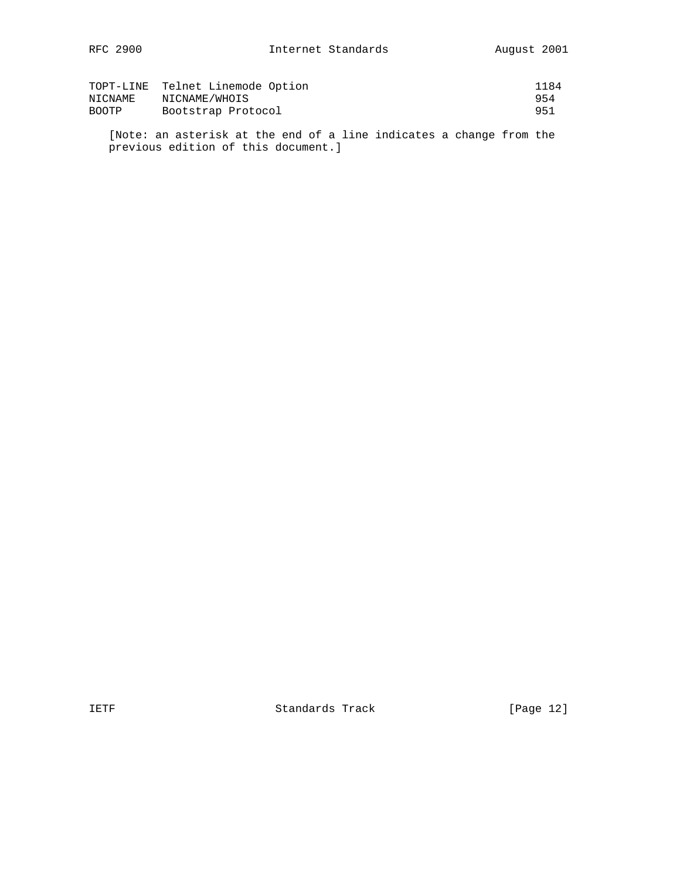| | | |
|---|---|---|
| TOPT-LINE | Telnet Linemode Option | 1184 |
| NICNAME | NICNAME/WHOIS | 954 |
| BOOTP | Bootstrap Protocol | 951 |

[Note: an asterisk at the end of a line indicates a change from the previous edition of this document.]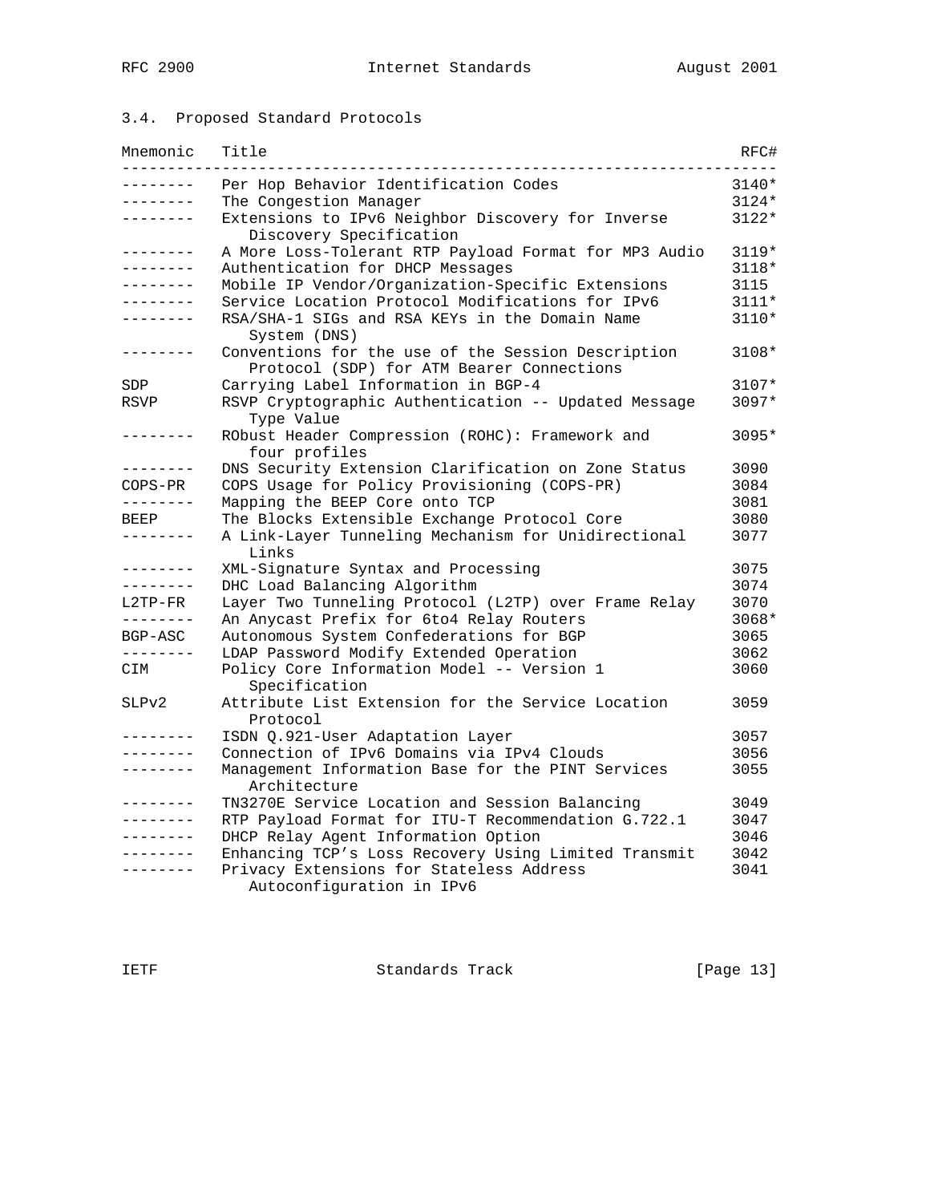## 3.4. Proposed Standard Protocols

| Mnemonic | Title | RFC# |
|---|---|---|
| -------- | Per Hop Behavior Identification Codes | 3140* |
| -------- | The Congestion Manager | 3124* |
| -------- | Extensions to IPv6 Neighbor Discovery for Inverse Discovery Specification | 3122* |
| -------- | A More Loss-Tolerant RTP Payload Format for MP3 Audio | 3119* |
| -------- | Authentication for DHCP Messages | 3118* |
| -------- | Mobile IP Vendor/Organization-Specific Extensions | 3115 |
| -------- | Service Location Protocol Modifications for IPv6 | 3111* |
| -------- | RSA/SHA-1 SIGs and RSA KEYs in the Domain Name System (DNS) | 3110* |
| -------- | Conventions for the use of the Session Description Protocol (SDP) for ATM Bearer Connections | 3108* |
| SDP | Carrying Label Information in BGP-4 | 3107* |
| RSVP | RSVP Cryptographic Authentication -- Updated Message Type Value | 3097* |
| -------- | RObust Header Compression (ROHC): Framework and four profiles | 3095* |
| -------- | DNS Security Extension Clarification on Zone Status | 3090 |
| COPS-PR | COPS Usage for Policy Provisioning (COPS-PR) | 3084 |
| -------- | Mapping the BEEP Core onto TCP | 3081 |
| BEEP | The Blocks Extensible Exchange Protocol Core | 3080 |
| -------- | A Link-Layer Tunneling Mechanism for Unidirectional Links | 3077 |
| -------- | XML-Signature Syntax and Processing | 3075 |
| -------- | DHC Load Balancing Algorithm | 3074 |
| L2TP-FR | Layer Two Tunneling Protocol (L2TP) over Frame Relay | 3070 |
| -------- | An Anycast Prefix for 6to4 Relay Routers | 3068* |
| BGP-ASC | Autonomous System Confederations for BGP | 3065 |
| -------- | LDAP Password Modify Extended Operation | 3062 |
| CIM | Policy Core Information Model -- Version 1 Specification | 3060 |
| SLPv2 | Attribute List Extension for the Service Location Protocol | 3059 |
| -------- | ISDN Q.921-User Adaptation Layer | 3057 |
| -------- | Connection of IPv6 Domains via IPv4 Clouds | 3056 |
| -------- | Management Information Base for the PINT Services Architecture | 3055 |
| -------- | TN3270E Service Location and Session Balancing | 3049 |
| -------- | RTP Payload Format for ITU-T Recommendation G.722.1 | 3047 |
| -------- | DHCP Relay Agent Information Option | 3046 |
| -------- | Enhancing TCP's Loss Recovery Using Limited Transmit | 3042 |
| -------- | Privacy Extensions for Stateless Address Autoconfiguration in IPv6 | 3041 |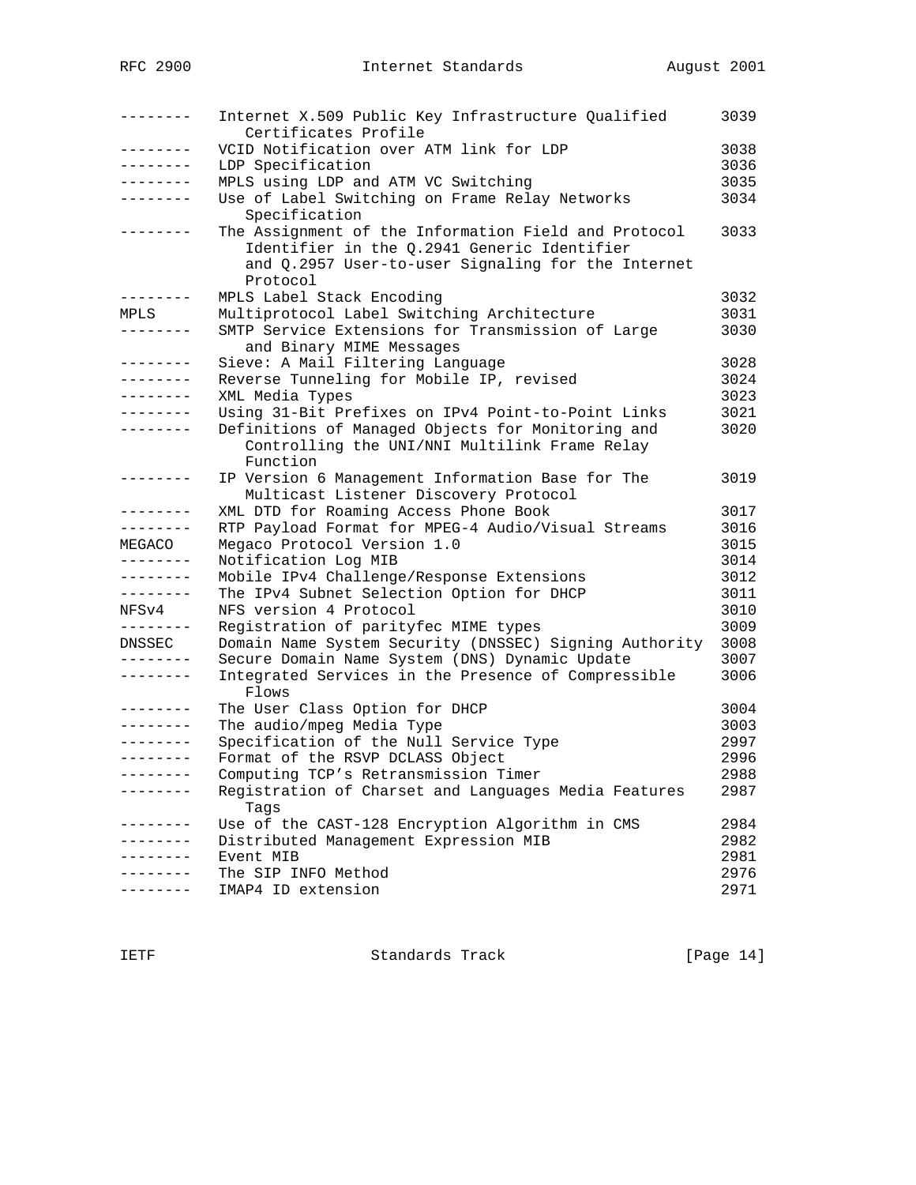| | | |
|---|---|---|
| -------- | Internet X.509 Public Key Infrastructure Qualified Certificates Profile | 3039 |
| -------- | VCID Notification over ATM link for LDP | 3038 |
| -------- | LDP Specification | 3036 |
| -------- | MPLS using LDP and ATM VC Switching | 3035 |
| -------- | Use of Label Switching on Frame Relay Networks Specification | 3034 |
| -------- | The Assignment of the Information Field and Protocol Identifier in the Q.2941 Generic Identifier and Q.2957 User-to-user Signaling for the Internet Protocol | 3033 |
| -------- | MPLS Label Stack Encoding | 3032 |
| MPLS | Multiprotocol Label Switching Architecture | 3031 |
| -------- | SMTP Service Extensions for Transmission of Large and Binary MIME Messages | 3030 |
| -------- | Sieve: A Mail Filtering Language | 3028 |
| -------- | Reverse Tunneling for Mobile IP, revised | 3024 |
| -------- | XML Media Types | 3023 |
| -------- | Using 31-Bit Prefixes on IPv4 Point-to-Point Links | 3021 |
| -------- | Definitions of Managed Objects for Monitoring and Controlling the UNI/NNI Multilink Frame Relay Function | 3020 |
| -------- | IP Version 6 Management Information Base for The Multicast Listener Discovery Protocol | 3019 |
| -------- | XML DTD for Roaming Access Phone Book | 3017 |
| -------- | RTP Payload Format for MPEG-4 Audio/Visual Streams | 3016 |
| MEGACO | Megaco Protocol Version 1.0 | 3015 |
| -------- | Notification Log MIB | 3014 |
| -------- | Mobile IPv4 Challenge/Response Extensions | 3012 |
| -------- | The IPv4 Subnet Selection Option for DHCP | 3011 |
| NFSv4 | NFS version 4 Protocol | 3010 |
| -------- | Registration of parityfec MIME types | 3009 |
| DNSSEC | Domain Name System Security (DNSSEC) Signing Authority | 3008 |
| -------- | Secure Domain Name System (DNS) Dynamic Update | 3007 |
| -------- | Integrated Services in the Presence of Compressible Flows | 3006 |
| -------- | The User Class Option for DHCP | 3004 |
| -------- | The audio/mpeg Media Type | 3003 |
| -------- | Specification of the Null Service Type | 2997 |
| -------- | Format of the RSVP DCLASS Object | 2996 |
| -------- | Computing TCP's Retransmission Timer | 2988 |
| -------- | Registration of Charset and Languages Media Features Tags | 2987 |
| -------- | Use of the CAST-128 Encryption Algorithm in CMS | 2984 |
| -------- | Distributed Management Expression MIB | 2982 |
| -------- | Event MIB | 2981 |
| -------- | The SIP INFO Method | 2976 |
| -------- | IMAP4 ID extension | 2971 |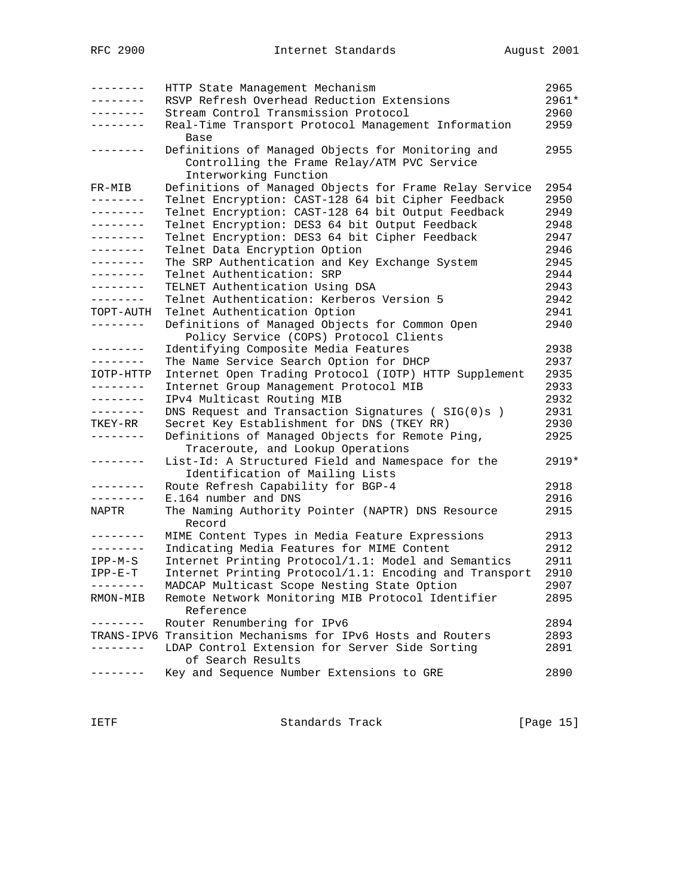| | | |
|---|---|---|
| -------- | HTTP State Management Mechanism | 2965 |
| -------- | RSVP Refresh Overhead Reduction Extensions | 2961* |
| -------- | Stream Control Transmission Protocol | 2960 |
| -------- | Real-Time Transport Protocol Management Information Base | 2959 |
| -------- | Definitions of Managed Objects for Monitoring and Controlling the Frame Relay/ATM PVC Service Interworking Function | 2955 |
| FR-MIB | Definitions of Managed Objects for Frame Relay Service | 2954 |
| -------- | Telnet Encryption: CAST-128 64 bit Cipher Feedback | 2950 |
| -------- | Telnet Encryption: CAST-128 64 bit Output Feedback | 2949 |
| -------- | Telnet Encryption: DES3 64 bit Output Feedback | 2948 |
| -------- | Telnet Encryption: DES3 64 bit Cipher Feedback | 2947 |
| -------- | Telnet Data Encryption Option | 2946 |
| -------- | The SRP Authentication and Key Exchange System | 2945 |
| -------- | Telnet Authentication: SRP | 2944 |
| -------- | TELNET Authentication Using DSA | 2943 |
| -------- | Telnet Authentication: Kerberos Version 5 | 2942 |
| TOPT-AUTH | Telnet Authentication Option | 2941 |
| -------- | Definitions of Managed Objects for Common Open Policy Service (COPS) Protocol Clients | 2940 |
| -------- | Identifying Composite Media Features | 2938 |
| -------- | The Name Service Search Option for DHCP | 2937 |
| IOTP-HTTP | Internet Open Trading Protocol (IOTP) HTTP Supplement | 2935 |
| -------- | Internet Group Management Protocol MIB | 2933 |
| -------- | IPv4 Multicast Routing MIB | 2932 |
| -------- | DNS Request and Transaction Signatures ( SIG(0)s ) | 2931 |
| TKEY-RR | Secret Key Establishment for DNS (TKEY RR) | 2930 |
| -------- | Definitions of Managed Objects for Remote Ping, Traceroute, and Lookup Operations | 2925 |
| -------- | List-Id: A Structured Field and Namespace for the Identification of Mailing Lists | 2919* |
| -------- | Route Refresh Capability for BGP-4 | 2918 |
| -------- | E.164 number and DNS | 2916 |
| NAPTR | The Naming Authority Pointer (NAPTR) DNS Resource Record | 2915 |
| -------- | MIME Content Types in Media Feature Expressions | 2913 |
| -------- | Indicating Media Features for MIME Content | 2912 |
| IPP-M-S | Internet Printing Protocol/1.1: Model and Semantics | 2911 |
| IPP-E-T | Internet Printing Protocol/1.1: Encoding and Transport | 2910 |
| -------- | MADCAP Multicast Scope Nesting State Option | 2907 |
| RMON-MIB | Remote Network Monitoring MIB Protocol Identifier Reference | 2895 |
| -------- | Router Renumbering for IPv6 | 2894 |
| TRANS-IPV6 | Transition Mechanisms for IPv6 Hosts and Routers | 2893 |
| -------- | LDAP Control Extension for Server Side Sorting of Search Results | 2891 |
| -------- | Key and Sequence Number Extensions to GRE | 2890 |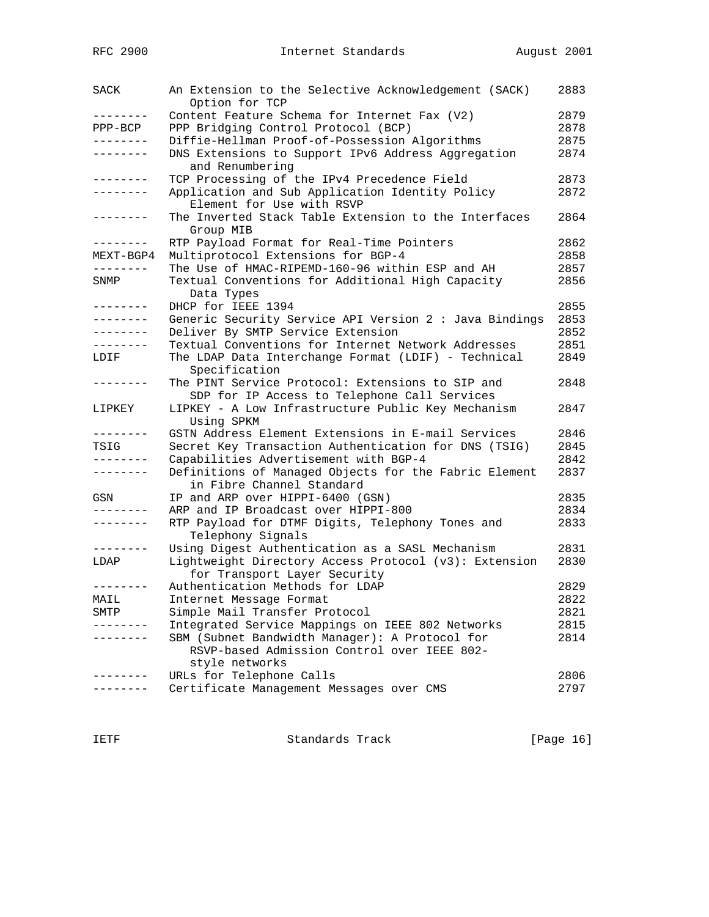| | | |
|---|---|---|
| SACK | An Extension to the Selective Acknowledgement (SACK) Option for TCP | 2883 |
| -------- | Content Feature Schema for Internet Fax (V2) | 2879 |
| PPP-BCP | PPP Bridging Control Protocol (BCP) | 2878 |
| -------- | Diffie-Hellman Proof-of-Possession Algorithms | 2875 |
| -------- | DNS Extensions to Support IPv6 Address Aggregation and Renumbering | 2874 |
| -------- | TCP Processing of the IPv4 Precedence Field | 2873 |
| -------- | Application and Sub Application Identity Policy Element for Use with RSVP | 2872 |
| -------- | The Inverted Stack Table Extension to the Interfaces Group MIB | 2864 |
| -------- | RTP Payload Format for Real-Time Pointers | 2862 |
| MEXT-BGP4 | Multiprotocol Extensions for BGP-4 | 2858 |
| -------- | The Use of HMAC-RIPEMD-160-96 within ESP and AH | 2857 |
| SNMP | Textual Conventions for Additional High Capacity Data Types | 2856 |
| -------- | DHCP for IEEE 1394 | 2855 |
| -------- | Generic Security Service API Version 2 : Java Bindings | 2853 |
| -------- | Deliver By SMTP Service Extension | 2852 |
| -------- | Textual Conventions for Internet Network Addresses | 2851 |
| LDIF | The LDAP Data Interchange Format (LDIF) - Technical Specification | 2849 |
| -------- | The PINT Service Protocol: Extensions to SIP and SDP for IP Access to Telephone Call Services | 2848 |
| LIPKEY | LIPKEY - A Low Infrastructure Public Key Mechanism Using SPKM | 2847 |
| -------- | GSTN Address Element Extensions in E-mail Services | 2846 |
| TSIG | Secret Key Transaction Authentication for DNS (TSIG) | 2845 |
| -------- | Capabilities Advertisement with BGP-4 | 2842 |
| -------- | Definitions of Managed Objects for the Fabric Element in Fibre Channel Standard | 2837 |
| GSN | IP and ARP over HIPPI-6400 (GSN) | 2835 |
| -------- | ARP and IP Broadcast over HIPPI-800 | 2834 |
| -------- | RTP Payload for DTMF Digits, Telephony Tones and Telephony Signals | 2833 |
| -------- | Using Digest Authentication as a SASL Mechanism | 2831 |
| LDAP | Lightweight Directory Access Protocol (v3): Extension for Transport Layer Security | 2830 |
| -------- | Authentication Methods for LDAP | 2829 |
| MAIL | Internet Message Format | 2822 |
| SMTP | Simple Mail Transfer Protocol | 2821 |
| -------- | Integrated Service Mappings on IEEE 802 Networks | 2815 |
| -------- | SBM (Subnet Bandwidth Manager): A Protocol for RSVP-based Admission Control over IEEE 802-style networks | 2814 |
| -------- | URLs for Telephone Calls | 2806 |
| -------- | Certificate Management Messages over CMS | 2797 |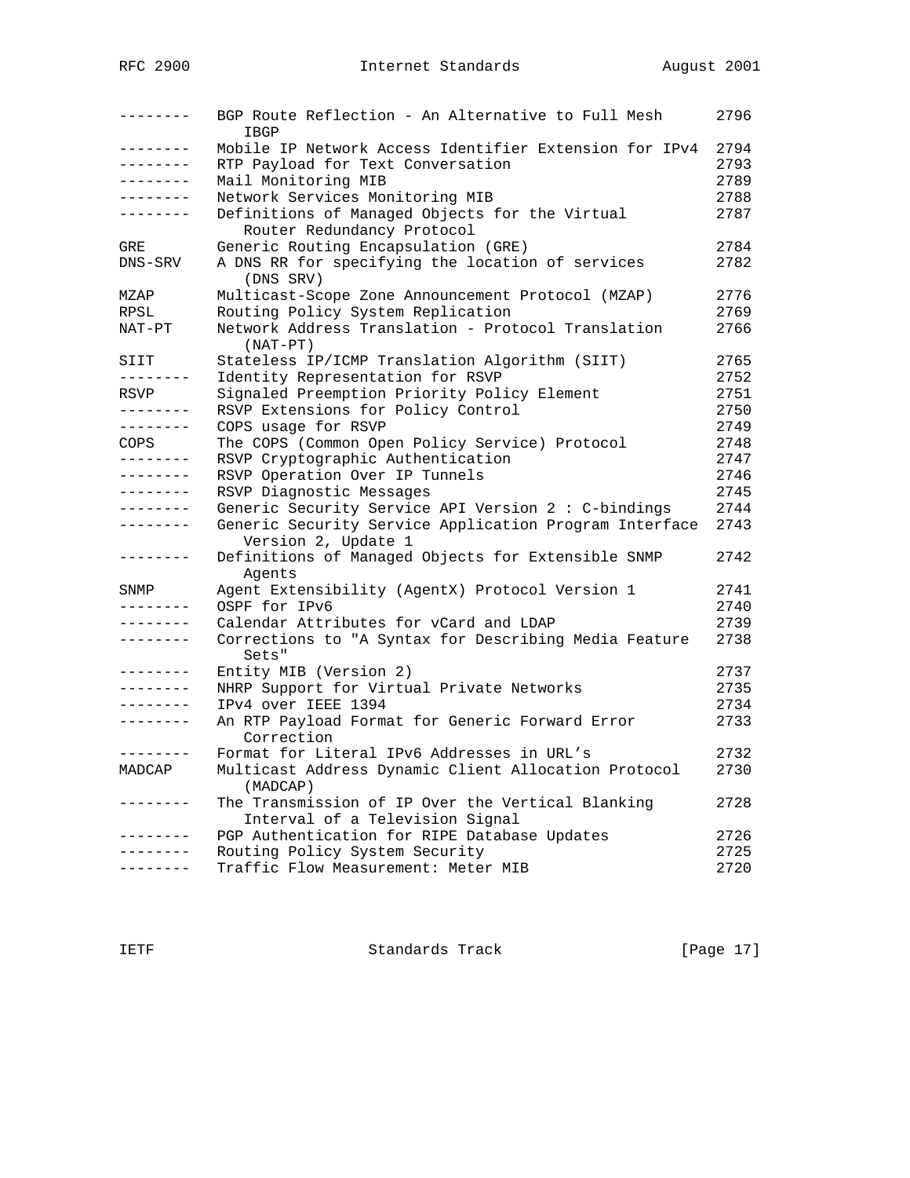| | | |
|---|---|---|
| -------- | BGP Route Reflection - An Alternative to Full Mesh IBGP | 2796 |
| -------- | Mobile IP Network Access Identifier Extension for IPv4 | 2794 |
| -------- | RTP Payload for Text Conversation | 2793 |
| -------- | Mail Monitoring MIB | 2789 |
| -------- | Network Services Monitoring MIB | 2788 |
| -------- | Definitions of Managed Objects for the Virtual Router Redundancy Protocol | 2787 |
| GRE | Generic Routing Encapsulation (GRE) | 2784 |
| DNS-SRV | A DNS RR for specifying the location of services (DNS SRV) | 2782 |
| MZAP | Multicast-Scope Zone Announcement Protocol (MZAP) | 2776 |
| RPSL | Routing Policy System Replication | 2769 |
| NAT-PT | Network Address Translation - Protocol Translation (NAT-PT) | 2766 |
| SIIT | Stateless IP/ICMP Translation Algorithm (SIIT) | 2765 |
| -------- | Identity Representation for RSVP | 2752 |
| RSVP | Signaled Preemption Priority Policy Element | 2751 |
| -------- | RSVP Extensions for Policy Control | 2750 |
| -------- | COPS usage for RSVP | 2749 |
| COPS | The COPS (Common Open Policy Service) Protocol | 2748 |
| -------- | RSVP Cryptographic Authentication | 2747 |
| -------- | RSVP Operation Over IP Tunnels | 2746 |
| -------- | RSVP Diagnostic Messages | 2745 |
| -------- | Generic Security Service API Version 2 : C-bindings | 2744 |
| -------- | Generic Security Service Application Program Interface Version 2, Update 1 | 2743 |
| -------- | Definitions of Managed Objects for Extensible SNMP Agents | 2742 |
| SNMP | Agent Extensibility (AgentX) Protocol Version 1 | 2741 |
| -------- | OSPF for IPv6 | 2740 |
| -------- | Calendar Attributes for vCard and LDAP | 2739 |
| -------- | Corrections to "A Syntax for Describing Media Feature Sets" | 2738 |
| -------- | Entity MIB (Version 2) | 2737 |
| -------- | NHRP Support for Virtual Private Networks | 2735 |
| -------- | IPv4 over IEEE 1394 | 2734 |
| -------- | An RTP Payload Format for Generic Forward Error Correction | 2733 |
| -------- | Format for Literal IPv6 Addresses in URL's | 2732 |
| MADCAP | Multicast Address Dynamic Client Allocation Protocol (MADCAP) | 2730 |
| -------- | The Transmission of IP Over the Vertical Blanking Interval of a Television Signal | 2728 |
| -------- | PGP Authentication for RIPE Database Updates | 2726 |
| -------- | Routing Policy System Security | 2725 |
| -------- | Traffic Flow Measurement: Meter MIB | 2720 |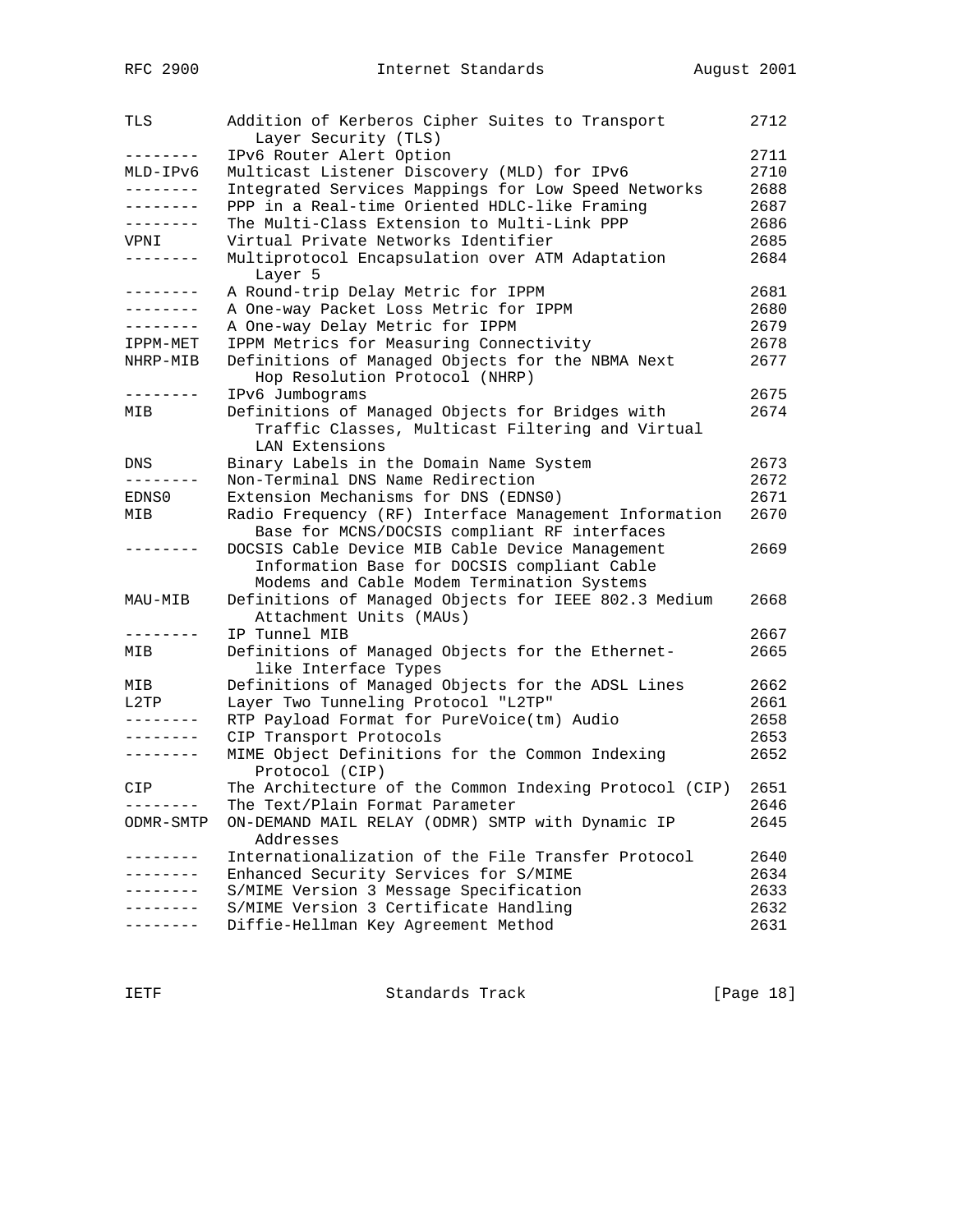| | | |
|---|---|---|
| TLS | Addition of Kerberos Cipher Suites to Transport Layer Security (TLS) | 2712 |
| -------- | IPv6 Router Alert Option | 2711 |
| MLD-IPv6 | Multicast Listener Discovery (MLD) for IPv6 | 2710 |
| -------- | Integrated Services Mappings for Low Speed Networks | 2688 |
| -------- | PPP in a Real-time Oriented HDLC-like Framing | 2687 |
| -------- | The Multi-Class Extension to Multi-Link PPP | 2686 |
| VPNI | Virtual Private Networks Identifier | 2685 |
| -------- | Multiprotocol Encapsulation over ATM Adaptation Layer 5 | 2684 |
| -------- | A Round-trip Delay Metric for IPPM | 2681 |
| -------- | A One-way Packet Loss Metric for IPPM | 2680 |
| -------- | A One-way Delay Metric for IPPM | 2679 |
| IPPM-MET | IPPM Metrics for Measuring Connectivity | 2678 |
| NHRP-MIB | Definitions of Managed Objects for the NBMA Next Hop Resolution Protocol (NHRP) | 2677 |
| -------- | IPv6 Jumbograms | 2675 |
| MIB | Definitions of Managed Objects for Bridges with Traffic Classes, Multicast Filtering and Virtual LAN Extensions | 2674 |
| DNS | Binary Labels in the Domain Name System | 2673 |
| -------- | Non-Terminal DNS Name Redirection | 2672 |
| EDNS0 | Extension Mechanisms for DNS (EDNS0) | 2671 |
| MIB | Radio Frequency (RF) Interface Management Information Base for MCNS/DOCSIS compliant RF interfaces | 2670 |
| -------- | DOCSIS Cable Device MIB Cable Device Management Information Base for DOCSIS compliant Cable Modems and Cable Modem Termination Systems | 2669 |
| MAU-MIB | Definitions of Managed Objects for IEEE 802.3 Medium Attachment Units (MAUs) | 2668 |
| -------- | IP Tunnel MIB | 2667 |
| MIB | Definitions of Managed Objects for the Ethernet-like Interface Types | 2665 |
| MIB | Definitions of Managed Objects for the ADSL Lines | 2662 |
| L2TP | Layer Two Tunneling Protocol "L2TP" | 2661 |
| -------- | RTP Payload Format for PureVoice(tm) Audio | 2658 |
| -------- | CIP Transport Protocols | 2653 |
| -------- | MIME Object Definitions for the Common Indexing Protocol (CIP) | 2652 |
| CIP | The Architecture of the Common Indexing Protocol (CIP) | 2651 |
| -------- | The Text/Plain Format Parameter | 2646 |
| ODMR-SMTP | ON-DEMAND MAIL RELAY (ODMR) SMTP with Dynamic IP Addresses | 2645 |
| -------- | Internationalization of the File Transfer Protocol | 2640 |
| -------- | Enhanced Security Services for S/MIME | 2634 |
| -------- | S/MIME Version 3 Message Specification | 2633 |
| -------- | S/MIME Version 3 Certificate Handling | 2632 |
| -------- | Diffie-Hellman Key Agreement Method | 2631 |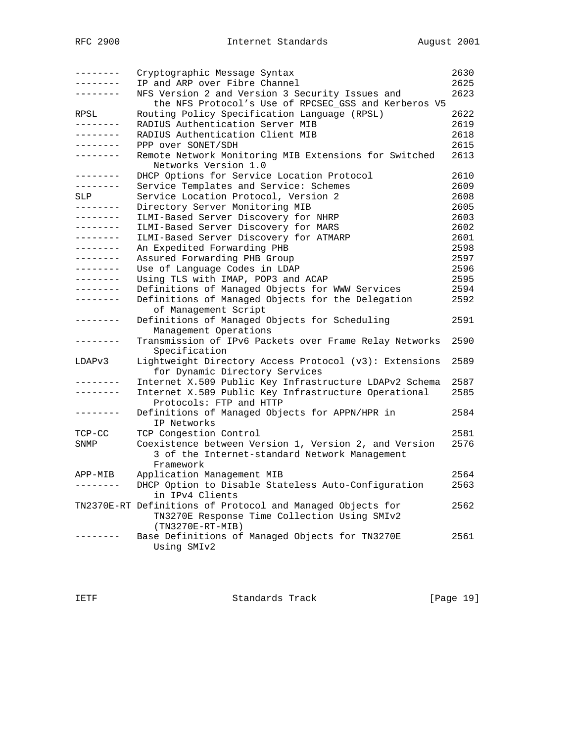| | | |
|---|---|---|
| -------- | Cryptographic Message Syntax | 2630 |
| -------- | IP and ARP over Fibre Channel | 2625 |
| -------- | NFS Version 2 and Version 3 Security Issues and the NFS Protocol's Use of RPCSEC_GSS and Kerberos V5 | 2623 |
| RPSL | Routing Policy Specification Language (RPSL) | 2622 |
| -------- | RADIUS Authentication Server MIB | 2619 |
| -------- | RADIUS Authentication Client MIB | 2618 |
| -------- | PPP over SONET/SDH | 2615 |
| -------- | Remote Network Monitoring MIB Extensions for Switched Networks Version 1.0 | 2613 |
| -------- | DHCP Options for Service Location Protocol | 2610 |
| -------- | Service Templates and Service: Schemes | 2609 |
| SLP | Service Location Protocol, Version 2 | 2608 |
| -------- | Directory Server Monitoring MIB | 2605 |
| -------- | ILMI-Based Server Discovery for NHRP | 2603 |
| -------- | ILMI-Based Server Discovery for MARS | 2602 |
| -------- | ILMI-Based Server Discovery for ATMARP | 2601 |
| -------- | An Expedited Forwarding PHB | 2598 |
| -------- | Assured Forwarding PHB Group | 2597 |
| -------- | Use of Language Codes in LDAP | 2596 |
| -------- | Using TLS with IMAP, POP3 and ACAP | 2595 |
| -------- | Definitions of Managed Objects for WWW Services | 2594 |
| -------- | Definitions of Managed Objects for the Delegation of Management Script | 2592 |
| -------- | Definitions of Managed Objects for Scheduling Management Operations | 2591 |
| -------- | Transmission of IPv6 Packets over Frame Relay Networks Specification | 2590 |
| LDAPv3 | Lightweight Directory Access Protocol (v3): Extensions for Dynamic Directory Services | 2589 |
| -------- | Internet X.509 Public Key Infrastructure LDAPv2 Schema | 2587 |
| -------- | Internet X.509 Public Key Infrastructure Operational Protocols: FTP and HTTP | 2585 |
| -------- | Definitions of Managed Objects for APPN/HPR in IP Networks | 2584 |
| TCP-CC | TCP Congestion Control | 2581 |
| SNMP | Coexistence between Version 1, Version 2, and Version 3 of the Internet-standard Network Management Framework | 2576 |
| APP-MIB | Application Management MIB | 2564 |
| -------- | DHCP Option to Disable Stateless Auto-Configuration in IPv4 Clients | 2563 |
| TN2370E-RT | Definitions of Protocol and Managed Objects for TN3270E Response Time Collection Using SMIv2 (TN3270E-RT-MIB) | 2562 |
| -------- | Base Definitions of Managed Objects for TN3270E Using SMIv2 | 2561 |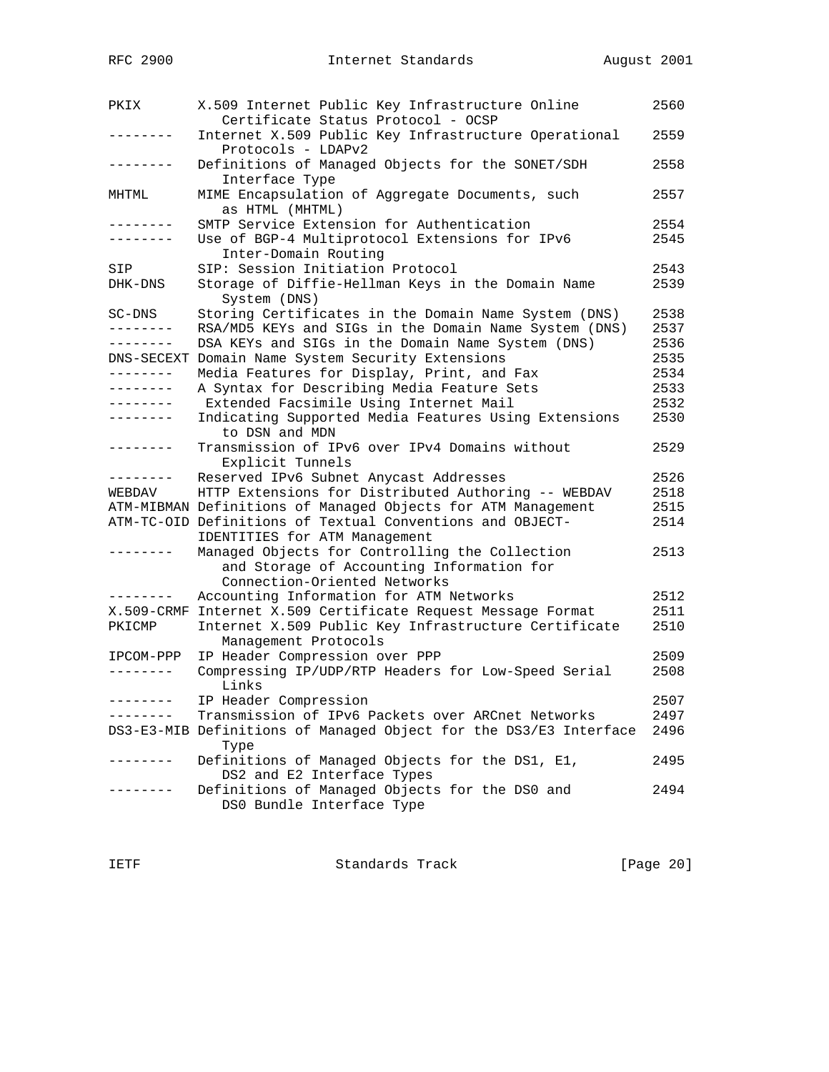| | | |
|---|---|---|
| PKIX | X.509 Internet Public Key Infrastructure Online Certificate Status Protocol - OCSP | 2560 |
| -------- | Internet X.509 Public Key Infrastructure Operational Protocols - LDAPv2 | 2559 |
| -------- | Definitions of Managed Objects for the SONET/SDH Interface Type | 2558 |
| MHTML | MIME Encapsulation of Aggregate Documents, such as HTML (MHTML) | 2557 |
| -------- | SMTP Service Extension for Authentication | 2554 |
| -------- | Use of BGP-4 Multiprotocol Extensions for IPv6 Inter-Domain Routing | 2545 |
| SIP | SIP: Session Initiation Protocol | 2543 |
| DHK-DNS | Storage of Diffie-Hellman Keys in the Domain Name System (DNS) | 2539 |
| SC-DNS | Storing Certificates in the Domain Name System (DNS) | 2538 |
| -------- | RSA/MD5 KEYs and SIGs in the Domain Name System (DNS) | 2537 |
| -------- | DSA KEYs and SIGs in the Domain Name System (DNS) | 2536 |
| DNS-SECEXT | Domain Name System Security Extensions | 2535 |
| -------- | Media Features for Display, Print, and Fax | 2534 |
| -------- | A Syntax for Describing Media Feature Sets | 2533 |
| -------- | Extended Facsimile Using Internet Mail | 2532 |
| -------- | Indicating Supported Media Features Using Extensions to DSN and MDN | 2530 |
| -------- | Transmission of IPv6 over IPv4 Domains without Explicit Tunnels | 2529 |
| -------- | Reserved IPv6 Subnet Anycast Addresses | 2526 |
| WEBDAV | HTTP Extensions for Distributed Authoring -- WEBDAV | 2518 |
| ATM-MIBMAN | Definitions of Managed Objects for ATM Management | 2515 |
| ATM-TC-OID | Definitions of Textual Conventions and OBJECT-IDENTITIES for ATM Management | 2514 |
| -------- | Managed Objects for Controlling the Collection and Storage of Accounting Information for Connection-Oriented Networks | 2513 |
| -------- | Accounting Information for ATM Networks | 2512 |
| X.509-CRMF | Internet X.509 Certificate Request Message Format | 2511 |
| PKICMP | Internet X.509 Public Key Infrastructure Certificate Management Protocols | 2510 |
| IPCOM-PPP | IP Header Compression over PPP | 2509 |
| -------- | Compressing IP/UDP/RTP Headers for Low-Speed Serial Links | 2508 |
| -------- | IP Header Compression | 2507 |
| -------- | Transmission of IPv6 Packets over ARCnet Networks | 2497 |
| DS3-E3-MIB | Definitions of Managed Object for the DS3/E3 Interface Type | 2496 |
| -------- | Definitions of Managed Objects for the DS1, E1, DS2 and E2 Interface Types | 2495 |
| -------- | Definitions of Managed Objects for the DS0 and DS0 Bundle Interface Type | 2494 |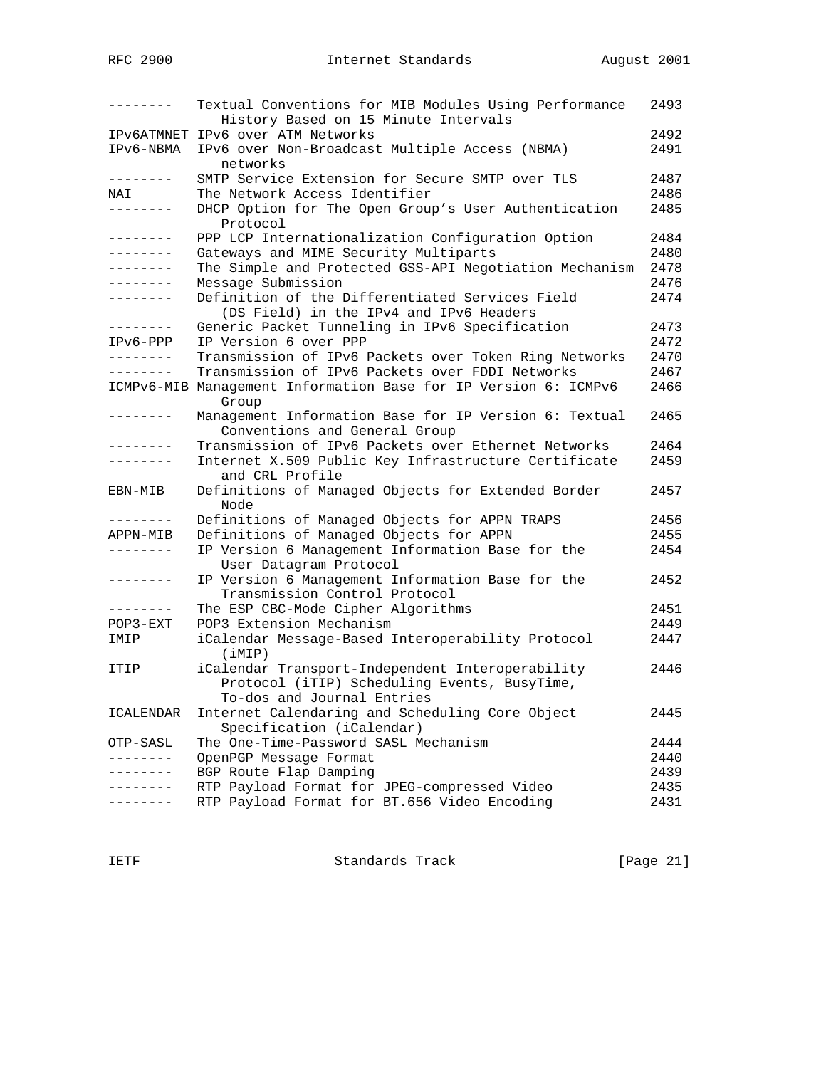| Mnemonic | Title | RFC |
|---|---|---|
| -------- | Textual Conventions for MIB Modules Using Performance History Based on 15 Minute Intervals | 2493 |
| IPv6ATMNET | IPv6 over ATM Networks | 2492 |
| IPv6-NBMA | IPv6 over Non-Broadcast Multiple Access (NBMA) networks | 2491 |
| -------- | SMTP Service Extension for Secure SMTP over TLS | 2487 |
| NAI | The Network Access Identifier | 2486 |
| -------- | DHCP Option for The Open Group's User Authentication Protocol | 2485 |
| -------- | PPP LCP Internationalization Configuration Option | 2484 |
| -------- | Gateways and MIME Security Multiparts | 2480 |
| -------- | The Simple and Protected GSS-API Negotiation Mechanism | 2478 |
| -------- | Message Submission | 2476 |
| -------- | Definition of the Differentiated Services Field (DS Field) in the IPv4 and IPv6 Headers | 2474 |
| -------- | Generic Packet Tunneling in IPv6 Specification | 2473 |
| IPv6-PPP | IP Version 6 over PPP | 2472 |
| -------- | Transmission of IPv6 Packets over Token Ring Networks | 2470 |
| -------- | Transmission of IPv6 Packets over FDDI Networks | 2467 |
| ICMPv6-MIB | Management Information Base for IP Version 6: ICMPv6 Group | 2466 |
| -------- | Management Information Base for IP Version 6: Textual Conventions and General Group | 2465 |
| -------- | Transmission of IPv6 Packets over Ethernet Networks | 2464 |
| -------- | Internet X.509 Public Key Infrastructure Certificate and CRL Profile | 2459 |
| EBN-MIB | Definitions of Managed Objects for Extended Border Node | 2457 |
| -------- | Definitions of Managed Objects for APPN TRAPS | 2456 |
| APPN-MIB | Definitions of Managed Objects for APPN | 2455 |
| -------- | IP Version 6 Management Information Base for the User Datagram Protocol | 2454 |
| -------- | IP Version 6 Management Information Base for the Transmission Control Protocol | 2452 |
| -------- | The ESP CBC-Mode Cipher Algorithms | 2451 |
| POP3-EXT | POP3 Extension Mechanism | 2449 |
| IMIP | iCalendar Message-Based Interoperability Protocol (iMIP) | 2447 |
| ITIP | iCalendar Transport-Independent Interoperability Protocol (iTIP) Scheduling Events, BusyTime, To-dos and Journal Entries | 2446 |
| ICALENDAR | Internet Calendaring and Scheduling Core Object Specification (iCalendar) | 2445 |
| OTP-SASL | The One-Time-Password SASL Mechanism | 2444 |
| -------- | OpenPGP Message Format | 2440 |
| -------- | BGP Route Flap Damping | 2439 |
| -------- | RTP Payload Format for JPEG-compressed Video | 2435 |
| -------- | RTP Payload Format for BT.656 Video Encoding | 2431 |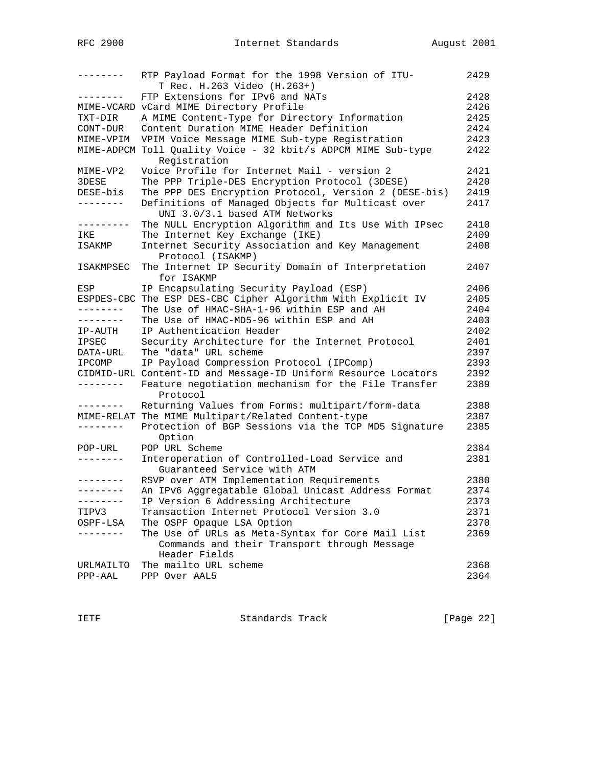| | | |
|---|---|---|
| -------- | RTP Payload Format for the 1998 Version of ITU-T Rec. H.263 Video (H.263+) | 2429 |
| -------- | FTP Extensions for IPv6 and NATs | 2428 |
| MIME-VCARD | vCard MIME Directory Profile | 2426 |
| TXT-DIR | A MIME Content-Type for Directory Information | 2425 |
| CONT-DUR | Content Duration MIME Header Definition | 2424 |
| MIME-VPIM | VPIM Voice Message MIME Sub-type Registration | 2423 |
| MIME-ADPCM | Toll Quality Voice - 32 kbit/s ADPCM MIME Sub-type Registration | 2422 |
| MIME-VP2 | Voice Profile for Internet Mail - version 2 | 2421 |
| 3DESE | The PPP Triple-DES Encryption Protocol (3DESE) | 2420 |
| DESE-bis | The PPP DES Encryption Protocol, Version 2 (DESE-bis) | 2419 |
| -------- | Definitions of Managed Objects for Multicast over UNI 3.0/3.1 based ATM Networks | 2417 |
| --------- | The NULL Encryption Algorithm and Its Use With IPsec | 2410 |
| IKE | The Internet Key Exchange (IKE) | 2409 |
| ISAKMP | Internet Security Association and Key Management Protocol (ISAKMP) | 2408 |
| ISAKMPSEC | The Internet IP Security Domain of Interpretation for ISAKMP | 2407 |
| ESP | IP Encapsulating Security Payload (ESP) | 2406 |
| ESPDES-CBC | The ESP DES-CBC Cipher Algorithm With Explicit IV | 2405 |
| -------- | The Use of HMAC-SHA-1-96 within ESP and AH | 2404 |
| -------- | The Use of HMAC-MD5-96 within ESP and AH | 2403 |
| IP-AUTH | IP Authentication Header | 2402 |
| IPSEC | Security Architecture for the Internet Protocol | 2401 |
| DATA-URL | The "data" URL scheme | 2397 |
| IPCOMP | IP Payload Compression Protocol (IPComp) | 2393 |
| CIDMID-URL | Content-ID and Message-ID Uniform Resource Locators | 2392 |
| -------- | Feature negotiation mechanism for the File Transfer Protocol | 2389 |
| -------- | Returning Values from Forms: multipart/form-data | 2388 |
| MIME-RELAT | The MIME Multipart/Related Content-type | 2387 |
| -------- | Protection of BGP Sessions via the TCP MD5 Signature Option | 2385 |
| POP-URL | POP URL Scheme | 2384 |
| -------- | Interoperation of Controlled-Load Service and Guaranteed Service with ATM | 2381 |
| -------- | RSVP over ATM Implementation Requirements | 2380 |
| -------- | An IPv6 Aggregatable Global Unicast Address Format | 2374 |
| -------- | IP Version 6 Addressing Architecture | 2373 |
| TIPV3 | Transaction Internet Protocol Version 3.0 | 2371 |
| OSPF-LSA | The OSPF Opaque LSA Option | 2370 |
| -------- | The Use of URLs as Meta-Syntax for Core Mail List Commands and their Transport through Message Header Fields | 2369 |
| URLMAILTO | The mailto URL scheme | 2368 |
| PPP-AAL | PPP Over AAL5 | 2364 |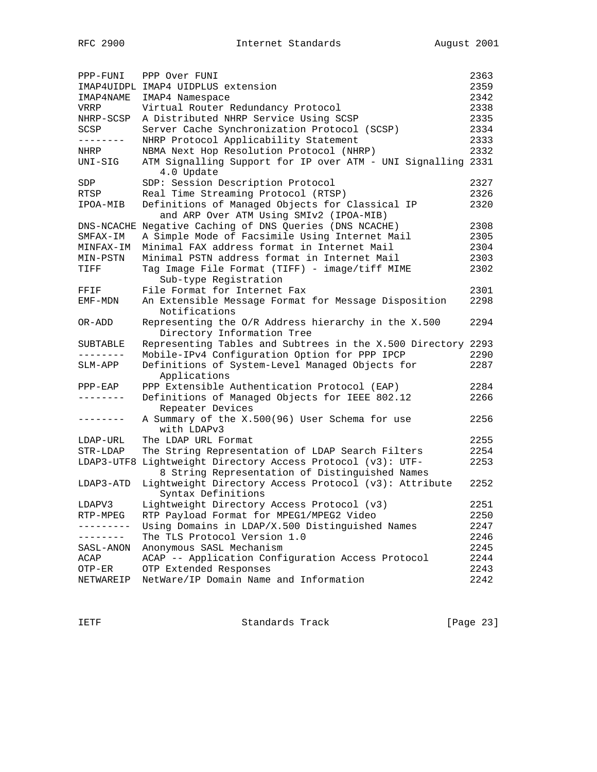| | | |
|---|---|---|
| PPP-FUNI | PPP Over FUNI | 2363 |
| IMAP4UIDPL | IMAP4 UIDPLUS extension | 2359 |
| IMAP4NAME | IMAP4 Namespace | 2342 |
| VRRP | Virtual Router Redundancy Protocol | 2338 |
| NHRP-SCSP | A Distributed NHRP Service Using SCSP | 2335 |
| SCSP | Server Cache Synchronization Protocol (SCSP) | 2334 |
| -------- | NHRP Protocol Applicability Statement | 2333 |
| NHRP | NBMA Next Hop Resolution Protocol (NHRP) | 2332 |
| UNI-SIG | ATM Signalling Support for IP over ATM - UNI Signalling 4.0 Update | 2331 |
| SDP | SDP: Session Description Protocol | 2327 |
| RTSP | Real Time Streaming Protocol (RTSP) | 2326 |
| IPOA-MIB | Definitions of Managed Objects for Classical IP and ARP Over ATM Using SMIv2 (IPOA-MIB) | 2320 |
| DNS-NCACHE | Negative Caching of DNS Queries (DNS NCACHE) | 2308 |
| SMFAX-IM | A Simple Mode of Facsimile Using Internet Mail | 2305 |
| MINFAX-IM | Minimal FAX address format in Internet Mail | 2304 |
| MIN-PSTN | Minimal PSTN address format in Internet Mail | 2303 |
| TIFF | Tag Image File Format (TIFF) - image/tiff MIME Sub-type Registration | 2302 |
| FFIF | File Format for Internet Fax | 2301 |
| EMF-MDN | An Extensible Message Format for Message Disposition Notifications | 2298 |
| OR-ADD | Representing the O/R Address hierarchy in the X.500 Directory Information Tree | 2294 |
| SUBTABLE | Representing Tables and Subtrees in the X.500 Directory | 2293 |
| -------- | Mobile-IPv4 Configuration Option for PPP IPCP | 2290 |
| SLM-APP | Definitions of System-Level Managed Objects for Applications | 2287 |
| PPP-EAP | PPP Extensible Authentication Protocol (EAP) | 2284 |
| -------- | Definitions of Managed Objects for IEEE 802.12 Repeater Devices | 2266 |
| -------- | A Summary of the X.500(96) User Schema for use with LDAPv3 | 2256 |
| LDAP-URL | The LDAP URL Format | 2255 |
| STR-LDAP | The String Representation of LDAP Search Filters | 2254 |
| LDAP3-UTF8 | Lightweight Directory Access Protocol (v3): UTF-8 String Representation of Distinguished Names | 2253 |
| LDAP3-ATD | Lightweight Directory Access Protocol (v3): Attribute Syntax Definitions | 2252 |
| LDAPV3 | Lightweight Directory Access Protocol (v3) | 2251 |
| RTP-MPEG | RTP Payload Format for MPEG1/MPEG2 Video | 2250 |
| --------- | Using Domains in LDAP/X.500 Distinguished Names | 2247 |
| -------- | The TLS Protocol Version 1.0 | 2246 |
| SASL-ANON | Anonymous SASL Mechanism | 2245 |
| ACAP | ACAP -- Application Configuration Access Protocol | 2244 |
| OTP-ER | OTP Extended Responses | 2243 |
| NETWAREIP | NetWare/IP Domain Name and Information | 2242 |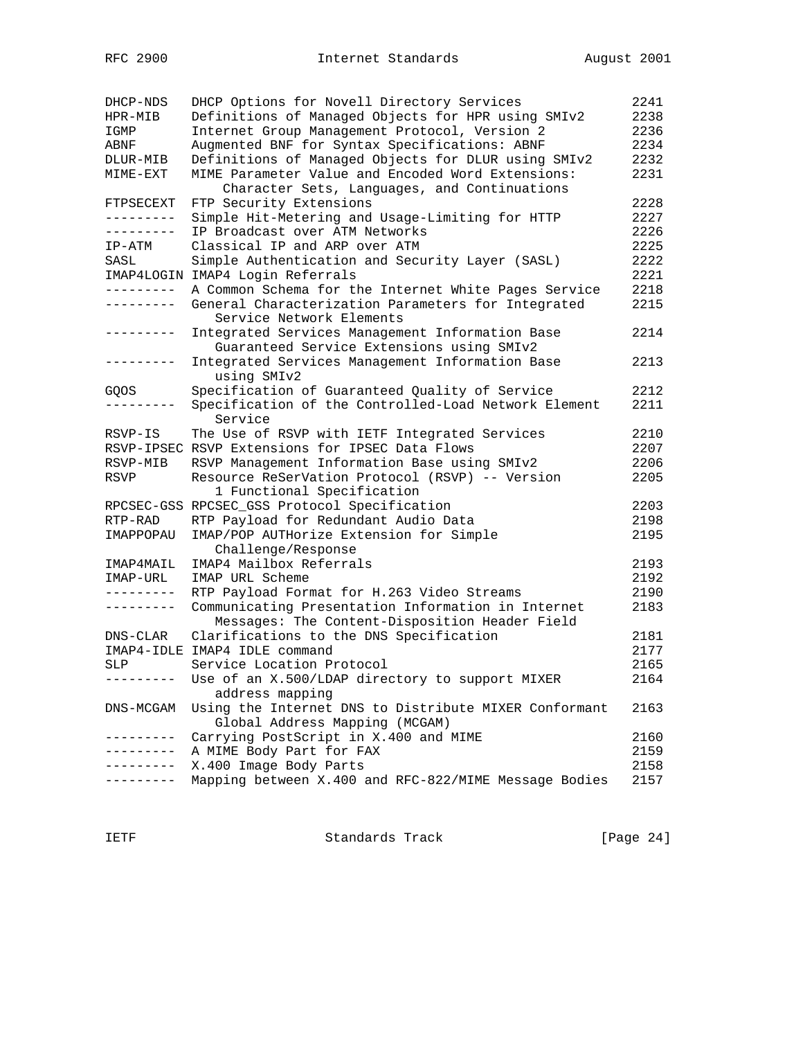| | | |
|---|---|---|
| DHCP-NDS | DHCP Options for Novell Directory Services | 2241 |
| HPR-MIB | Definitions of Managed Objects for HPR using SMIv2 | 2238 |
| IGMP | Internet Group Management Protocol, Version 2 | 2236 |
| ABNF | Augmented BNF for Syntax Specifications: ABNF | 2234 |
| DLUR-MIB | Definitions of Managed Objects for DLUR using SMIv2 | 2232 |
| MIME-EXT | MIME Parameter Value and Encoded Word Extensions: Character Sets, Languages, and Continuations | 2231 |
| FTPSECEXT | FTP Security Extensions | 2228 |
| --------- | Simple Hit-Metering and Usage-Limiting for HTTP | 2227 |
| --------- | IP Broadcast over ATM Networks | 2226 |
| IP-ATM | Classical IP and ARP over ATM | 2225 |
| SASL | Simple Authentication and Security Layer (SASL) | 2222 |
| IMAP4LOGIN | IMAP4 Login Referrals | 2221 |
| --------- | A Common Schema for the Internet White Pages Service | 2218 |
| --------- | General Characterization Parameters for Integrated Service Network Elements | 2215 |
| --------- | Integrated Services Management Information Base Guaranteed Service Extensions using SMIv2 | 2214 |
| --------- | Integrated Services Management Information Base using SMIv2 | 2213 |
| GQOS | Specification of Guaranteed Quality of Service | 2212 |
| --------- | Specification of the Controlled-Load Network Element Service | 2211 |
| RSVP-IS | The Use of RSVP with IETF Integrated Services | 2210 |
| RSVP-IPSEC | RSVP Extensions for IPSEC Data Flows | 2207 |
| RSVP-MIB | RSVP Management Information Base using SMIv2 | 2206 |
| RSVP | Resource ReSerVation Protocol (RSVP) -- Version 1 Functional Specification | 2205 |
| RPCSEC-GSS | RPCSEC_GSS Protocol Specification | 2203 |
| RTP-RAD | RTP Payload for Redundant Audio Data | 2198 |
| IMAPPOPAU | IMAP/POP AUTHorize Extension for Simple Challenge/Response | 2195 |
| IMAP4MAIL | IMAP4 Mailbox Referrals | 2193 |
| IMAP-URL | IMAP URL Scheme | 2192 |
| --------- | RTP Payload Format for H.263 Video Streams | 2190 |
| --------- | Communicating Presentation Information in Internet Messages: The Content-Disposition Header Field | 2183 |
| DNS-CLAR | Clarifications to the DNS Specification | 2181 |
| IMAP4-IDLE | IMAP4 IDLE command | 2177 |
| SLP | Service Location Protocol | 2165 |
| --------- | Use of an X.500/LDAP directory to support MIXER address mapping | 2164 |
| DNS-MCGAM | Using the Internet DNS to Distribute MIXER Conformant Global Address Mapping (MCGAM) | 2163 |
| --------- | Carrying PostScript in X.400 and MIME | 2160 |
| --------- | A MIME Body Part for FAX | 2159 |
| --------- | X.400 Image Body Parts | 2158 |
| --------- | Mapping between X.400 and RFC-822/MIME Message Bodies | 2157 |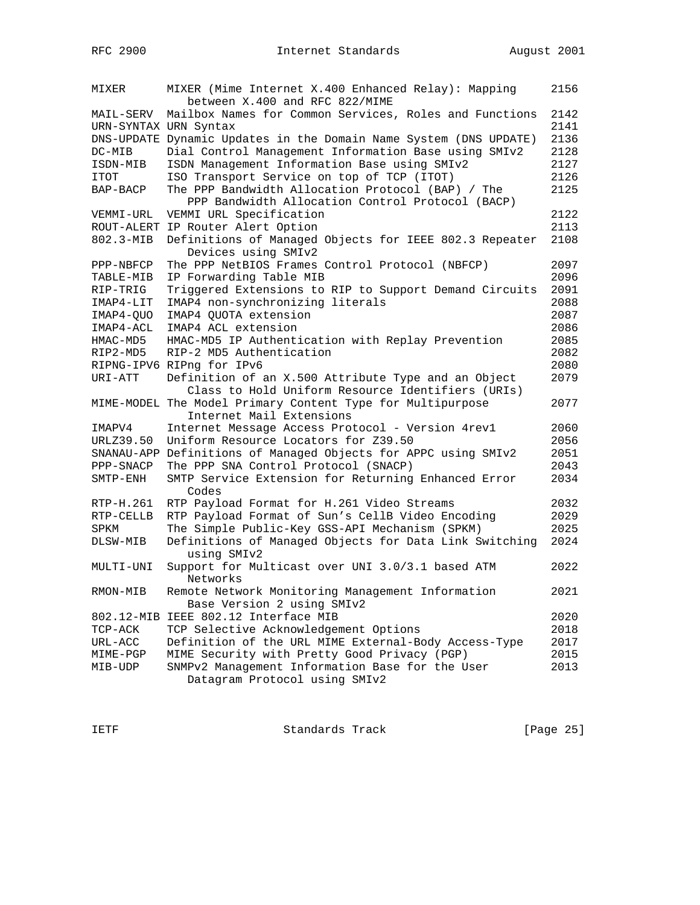| Mnemonic | Title | RFC# |
|---|---|---|
| MIXER | MIXER (Mime Internet X.400 Enhanced Relay): Mapping between X.400 and RFC 822/MIME | 2156 |
| MAIL-SERV | Mailbox Names for Common Services, Roles and Functions | 2142 |
| URN-SYNTAX | URN Syntax | 2141 |
| DNS-UPDATE | Dynamic Updates in the Domain Name System (DNS UPDATE) | 2136 |
| DC-MIB | Dial Control Management Information Base using SMIv2 | 2128 |
| ISDN-MIB | ISDN Management Information Base using SMIv2 | 2127 |
| ITOT | ISO Transport Service on top of TCP (ITOT) | 2126 |
| BAP-BACP | The PPP Bandwidth Allocation Protocol (BAP) / The PPP Bandwidth Allocation Control Protocol (BACP) | 2125 |
| VEMMI-URL | VEMMI URL Specification | 2122 |
| ROUT-ALERT | IP Router Alert Option | 2113 |
| 802.3-MIB | Definitions of Managed Objects for IEEE 802.3 Repeater Devices using SMIv2 | 2108 |
| PPP-NBFCP | The PPP NetBIOS Frames Control Protocol (NBFCP) | 2097 |
| TABLE-MIB | IP Forwarding Table MIB | 2096 |
| RIP-TRIG | Triggered Extensions to RIP to Support Demand Circuits | 2091 |
| IMAP4-LIT | IMAP4 non-synchronizing literals | 2088 |
| IMAP4-QUO | IMAP4 QUOTA extension | 2087 |
| IMAP4-ACL | IMAP4 ACL extension | 2086 |
| HMAC-MD5 | HMAC-MD5 IP Authentication with Replay Prevention | 2085 |
| RIP2-MD5 | RIP-2 MD5 Authentication | 2082 |
| RIPNG-IPV6 | RIPng for IPv6 | 2080 |
| URI-ATT | Definition of an X.500 Attribute Type and an Object Class to Hold Uniform Resource Identifiers (URIs) | 2079 |
| MIME-MODEL | The Model Primary Content Type for Multipurpose Internet Mail Extensions | 2077 |
| IMAPV4 | Internet Message Access Protocol - Version 4rev1 | 2060 |
| URLZ39.50 | Uniform Resource Locators for Z39.50 | 2056 |
| SNANAU-APP | Definitions of Managed Objects for APPC using SMIv2 | 2051 |
| PPP-SNACP | The PPP SNA Control Protocol (SNACP) | 2043 |
| SMTP-ENH | SMTP Service Extension for Returning Enhanced Error Codes | 2034 |
| RTP-H.261 | RTP Payload Format for H.261 Video Streams | 2032 |
| RTP-CELLB | RTP Payload Format of Sun's CellB Video Encoding | 2029 |
| SPKM | The Simple Public-Key GSS-API Mechanism (SPKM) | 2025 |
| DLSW-MIB | Definitions of Managed Objects for Data Link Switching using SMIv2 | 2024 |
| MULTI-UNI | Support for Multicast over UNI 3.0/3.1 based ATM Networks | 2022 |
| RMON-MIB | Remote Network Monitoring Management Information Base Version 2 using SMIv2 | 2021 |
| 802.12-MIB | IEEE 802.12 Interface MIB | 2020 |
| TCP-ACK | TCP Selective Acknowledgement Options | 2018 |
| URL-ACC | Definition of the URL MIME External-Body Access-Type | 2017 |
| MIME-PGP | MIME Security with Pretty Good Privacy (PGP) | 2015 |
| MIB-UDP | SNMPv2 Management Information Base for the User Datagram Protocol using SMIv2 | 2013 |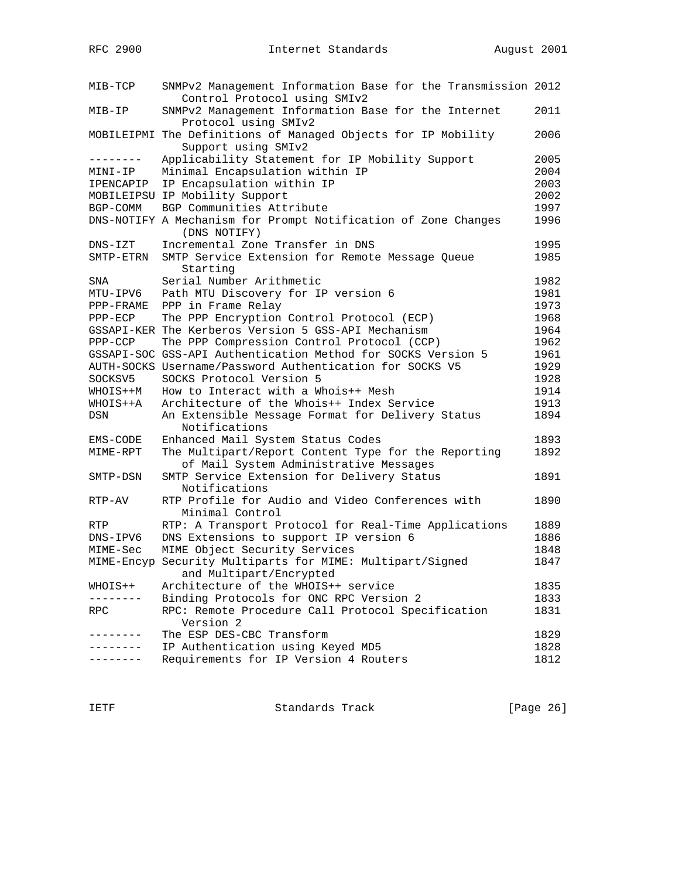| | | |
|---|---|---|
| MIB-TCP | SNMPv2 Management Information Base for the Transmission Control Protocol using SMIv2 | 2012 |
| MIB-IP | SNMPv2 Management Information Base for the Internet Protocol using SMIv2 | 2011 |
| MOBILEIPMI | The Definitions of Managed Objects for IP Mobility Support using SMIv2 | 2006 |
| -------- | Applicability Statement for IP Mobility Support | 2005 |
| MINI-IP | Minimal Encapsulation within IP | 2004 |
| IPENCAPIP | IP Encapsulation within IP | 2003 |
| MOBILEIPSU | IP Mobility Support | 2002 |
| BGP-COMM | BGP Communities Attribute | 1997 |
| DNS-NOTIFY | A Mechanism for Prompt Notification of Zone Changes (DNS NOTIFY) | 1996 |
| DNS-IZT | Incremental Zone Transfer in DNS | 1995 |
| SMTP-ETRN | SMTP Service Extension for Remote Message Queue Starting | 1985 |
| SNA | Serial Number Arithmetic | 1982 |
| MTU-IPV6 | Path MTU Discovery for IP version 6 | 1981 |
| PPP-FRAME | PPP in Frame Relay | 1973 |
| PPP-ECP | The PPP Encryption Control Protocol (ECP) | 1968 |
| GSSAPI-KER | The Kerberos Version 5 GSS-API Mechanism | 1964 |
| PPP-CCP | The PPP Compression Control Protocol (CCP) | 1962 |
| GSSAPI-SOC | GSS-API Authentication Method for SOCKS Version 5 | 1961 |
| AUTH-SOCKS | Username/Password Authentication for SOCKS V5 | 1929 |
| SOCKSV5 | SOCKS Protocol Version 5 | 1928 |
| WHOIS++M | How to Interact with a Whois++ Mesh | 1914 |
| WHOIS++A | Architecture of the Whois++ Index Service | 1913 |
| DSN | An Extensible Message Format for Delivery Status Notifications | 1894 |
| EMS-CODE | Enhanced Mail System Status Codes | 1893 |
| MIME-RPT | The Multipart/Report Content Type for the Reporting of Mail System Administrative Messages | 1892 |
| SMTP-DSN | SMTP Service Extension for Delivery Status Notifications | 1891 |
| RTP-AV | RTP Profile for Audio and Video Conferences with Minimal Control | 1890 |
| RTP | RTP: A Transport Protocol for Real-Time Applications | 1889 |
| DNS-IPV6 | DNS Extensions to support IP version 6 | 1886 |
| MIME-Sec | MIME Object Security Services | 1848 |
| MIME-Encyp | Security Multiparts for MIME: Multipart/Signed and Multipart/Encrypted | 1847 |
| WHOIS++ | Architecture of the WHOIS++ service | 1835 |
| -------- | Binding Protocols for ONC RPC Version 2 | 1833 |
| RPC | RPC: Remote Procedure Call Protocol Specification Version 2 | 1831 |
| -------- | The ESP DES-CBC Transform | 1829 |
| -------- | IP Authentication using Keyed MD5 | 1828 |
| -------- | Requirements for IP Version 4 Routers | 1812 |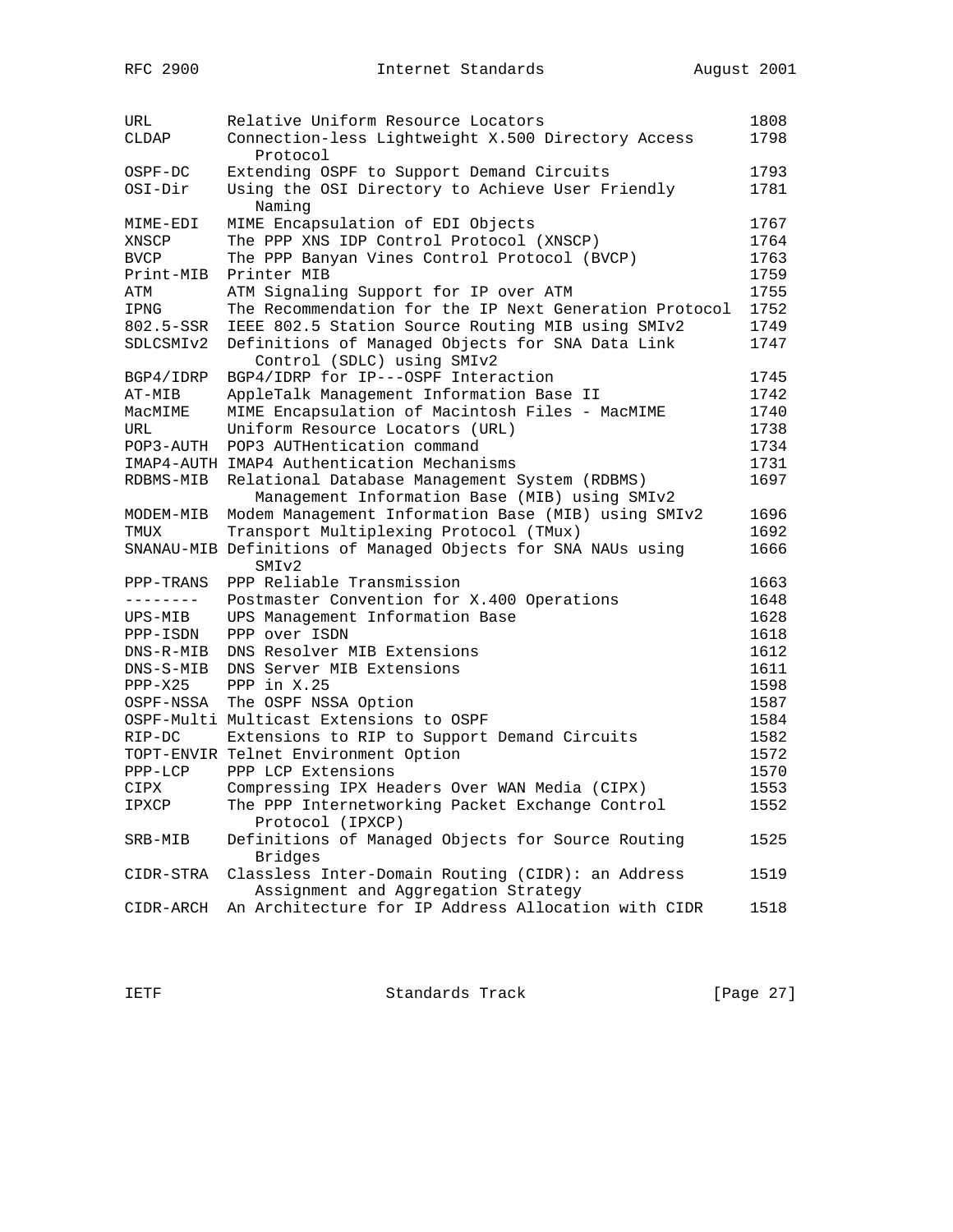| | | |
|---|---|---|
| URL | Relative Uniform Resource Locators | 1808 |
| CLDAP | Connection-less Lightweight X.500 Directory Access Protocol | 1798 |
| OSPF-DC | Extending OSPF to Support Demand Circuits | 1793 |
| OSI-Dir | Using the OSI Directory to Achieve User Friendly Naming | 1781 |
| MIME-EDI | MIME Encapsulation of EDI Objects | 1767 |
| XNSCP | The PPP XNS IDP Control Protocol (XNSCP) | 1764 |
| BVCP | The PPP Banyan Vines Control Protocol (BVCP) | 1763 |
| Print-MIB | Printer MIB | 1759 |
| ATM | ATM Signaling Support for IP over ATM | 1755 |
| IPNG | The Recommendation for the IP Next Generation Protocol | 1752 |
| 802.5-SSR | IEEE 802.5 Station Source Routing MIB using SMIv2 | 1749 |
| SDLCSMIv2 | Definitions of Managed Objects for SNA Data Link Control (SDLC) using SMIv2 | 1747 |
| BGP4/IDRP | BGP4/IDRP for IP---OSPF Interaction | 1745 |
| AT-MIB | AppleTalk Management Information Base II | 1742 |
| MacMIME | MIME Encapsulation of Macintosh Files - MacMIME | 1740 |
| URL | Uniform Resource Locators (URL) | 1738 |
| POP3-AUTH | POP3 AUTHentication command | 1734 |
| IMAP4-AUTH | IMAP4 Authentication Mechanisms | 1731 |
| RDBMS-MIB | Relational Database Management System (RDBMS) Management Information Base (MIB) using SMIv2 | 1697 |
| MODEM-MIB | Modem Management Information Base (MIB) using SMIv2 | 1696 |
| TMUX | Transport Multiplexing Protocol (TMux) | 1692 |
| SNANAU-MIB | Definitions of Managed Objects for SNA NAUs using SMIv2 | 1666 |
| PPP-TRANS | PPP Reliable Transmission | 1663 |
| -------- | Postmaster Convention for X.400 Operations | 1648 |
| UPS-MIB | UPS Management Information Base | 1628 |
| PPP-ISDN | PPP over ISDN | 1618 |
| DNS-R-MIB | DNS Resolver MIB Extensions | 1612 |
| DNS-S-MIB | DNS Server MIB Extensions | 1611 |
| PPP-X25 | PPP in X.25 | 1598 |
| OSPF-NSSA | The OSPF NSSA Option | 1587 |
| OSPF-Multi | Multicast Extensions to OSPF | 1584 |
| RIP-DC | Extensions to RIP to Support Demand Circuits | 1582 |
| TOPT-ENVIR | Telnet Environment Option | 1572 |
| PPP-LCP | PPP LCP Extensions | 1570 |
| CIPX | Compressing IPX Headers Over WAN Media (CIPX) | 1553 |
| IPXCP | The PPP Internetworking Packet Exchange Control Protocol (IPXCP) | 1552 |
| SRB-MIB | Definitions of Managed Objects for Source Routing Bridges | 1525 |
| CIDR-STRA | Classless Inter-Domain Routing (CIDR): an Address Assignment and Aggregation Strategy | 1519 |
| CIDR-ARCH | An Architecture for IP Address Allocation with CIDR | 1518 |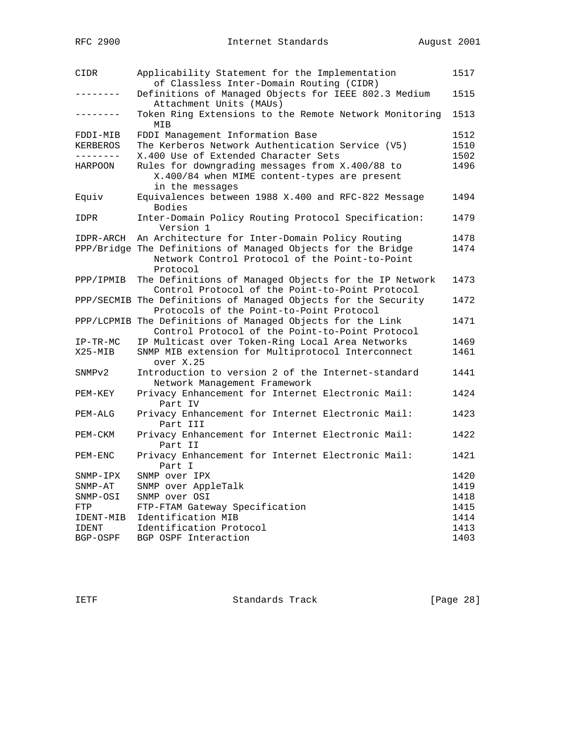| | | |
|---|---|---|
| CIDR | Applicability Statement for the Implementation of Classless Inter-Domain Routing (CIDR) | 1517 |
| -------- | Definitions of Managed Objects for IEEE 802.3 Medium Attachment Units (MAUs) | 1515 |
| -------- | Token Ring Extensions to the Remote Network Monitoring MIB | 1513 |
| FDDI-MIB | FDDI Management Information Base | 1512 |
| KERBEROS | The Kerberos Network Authentication Service (V5) | 1510 |
| -------- | X.400 Use of Extended Character Sets | 1502 |
| HARPOON | Rules for downgrading messages from X.400/88 to X.400/84 when MIME content-types are present in the messages | 1496 |
| Equiv | Equivalences between 1988 X.400 and RFC-822 Message Bodies | 1494 |
| IDPR | Inter-Domain Policy Routing Protocol Specification: Version 1 | 1479 |
| IDPR-ARCH | An Architecture for Inter-Domain Policy Routing | 1478 |
| PPP/Bridge | The Definitions of Managed Objects for the Bridge Network Control Protocol of the Point-to-Point Protocol | 1474 |
| PPP/IPMIB | The Definitions of Managed Objects for the IP Network Control Protocol of the Point-to-Point Protocol | 1473 |
| PPP/SECMIB | The Definitions of Managed Objects for the Security Protocols of the Point-to-Point Protocol | 1472 |
| PPP/LCPMIB | The Definitions of Managed Objects for the Link Control Protocol of the Point-to-Point Protocol | 1471 |
| IP-TR-MC | IP Multicast over Token-Ring Local Area Networks | 1469 |
| X25-MIB | SNMP MIB extension for Multiprotocol Interconnect over X.25 | 1461 |
| SNMPv2 | Introduction to version 2 of the Internet-standard Network Management Framework | 1441 |
| PEM-KEY | Privacy Enhancement for Internet Electronic Mail: Part IV | 1424 |
| PEM-ALG | Privacy Enhancement for Internet Electronic Mail: Part III | 1423 |
| PEM-CKM | Privacy Enhancement for Internet Electronic Mail: Part II | 1422 |
| PEM-ENC | Privacy Enhancement for Internet Electronic Mail: Part I | 1421 |
| SNMP-IPX | SNMP over IPX | 1420 |
| SNMP-AT | SNMP over AppleTalk | 1419 |
| SNMP-OSI | SNMP over OSI | 1418 |
| FTP | FTP-FTAM Gateway Specification | 1415 |
| IDENT-MIB | Identification MIB | 1414 |
| IDENT | Identification Protocol | 1413 |
| BGP-OSPF | BGP OSPF Interaction | 1403 |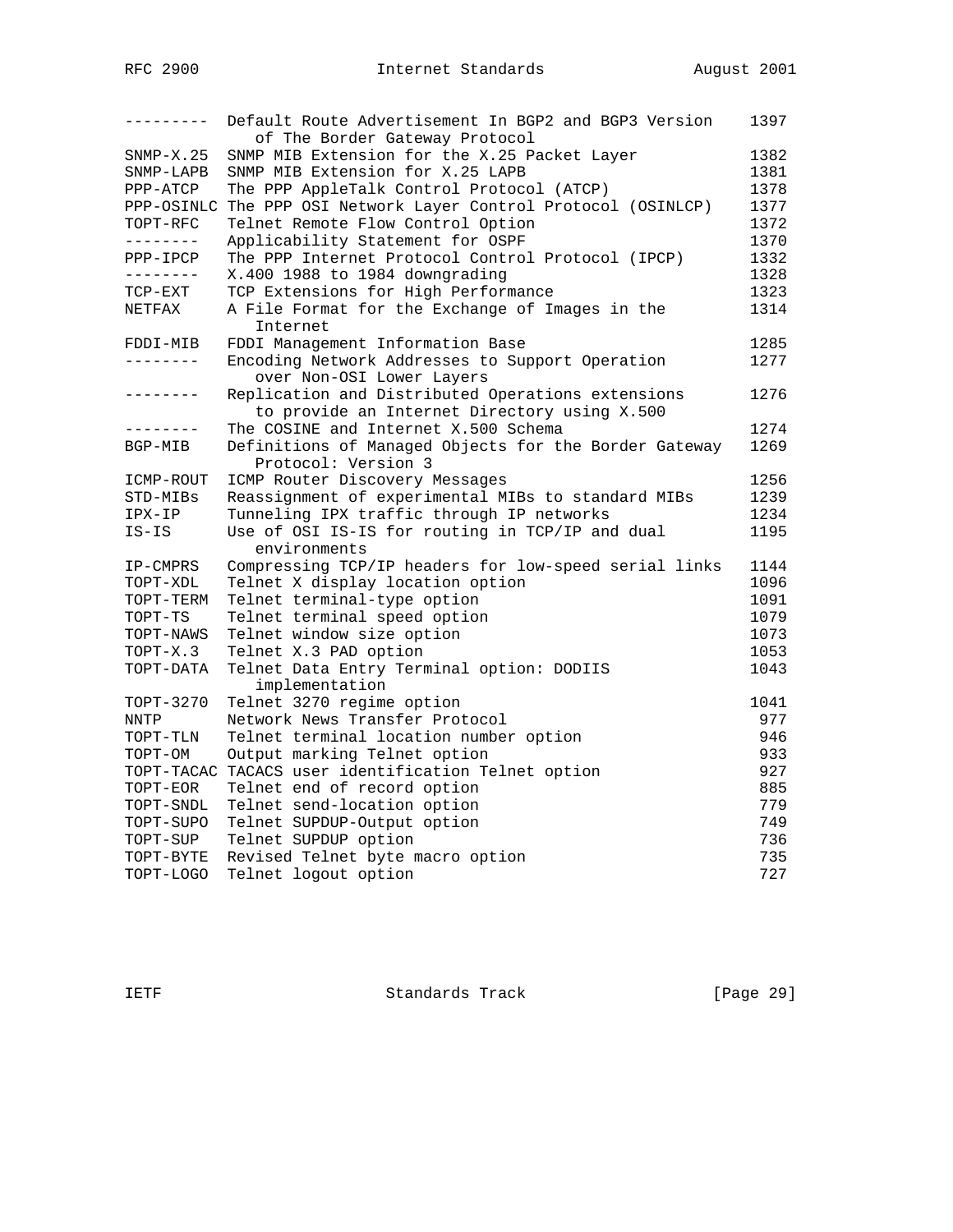| | | |
|---|---|---|
| --------- | Default Route Advertisement In BGP2 and BGP3 Version of The Border Gateway Protocol | 1397 |
| SNMP-X.25 | SNMP MIB Extension for the X.25 Packet Layer | 1382 |
| SNMP-LAPB | SNMP MIB Extension for X.25 LAPB | 1381 |
| PPP-ATCP | The PPP AppleTalk Control Protocol (ATCP) | 1378 |
| PPP-OSINLC | The PPP OSI Network Layer Control Protocol (OSINLCP) | 1377 |
| TOPT-RFC | Telnet Remote Flow Control Option | 1372 |
| -------- | Applicability Statement for OSPF | 1370 |
| PPP-IPCP | The PPP Internet Protocol Control Protocol (IPCP) | 1332 |
| -------- | X.400 1988 to 1984 downgrading | 1328 |
| TCP-EXT | TCP Extensions for High Performance | 1323 |
| NETFAX | A File Format for the Exchange of Images in the Internet | 1314 |
| FDDI-MIB | FDDI Management Information Base | 1285 |
| -------- | Encoding Network Addresses to Support Operation over Non-OSI Lower Layers | 1277 |
| -------- | Replication and Distributed Operations extensions to provide an Internet Directory using X.500 | 1276 |
| -------- | The COSINE and Internet X.500 Schema | 1274 |
| BGP-MIB | Definitions of Managed Objects for the Border Gateway Protocol: Version 3 | 1269 |
| ICMP-ROUT | ICMP Router Discovery Messages | 1256 |
| STD-MIBs | Reassignment of experimental MIBs to standard MIBs | 1239 |
| IPX-IP | Tunneling IPX traffic through IP networks | 1234 |
| IS-IS | Use of OSI IS-IS for routing in TCP/IP and dual environments | 1195 |
| IP-CMPRS | Compressing TCP/IP headers for low-speed serial links | 1144 |
| TOPT-XDL | Telnet X display location option | 1096 |
| TOPT-TERM | Telnet terminal-type option | 1091 |
| TOPT-TS | Telnet terminal speed option | 1079 |
| TOPT-NAWS | Telnet window size option | 1073 |
| TOPT-X.3 | Telnet X.3 PAD option | 1053 |
| TOPT-DATA | Telnet Data Entry Terminal option: DODIIS implementation | 1043 |
| TOPT-3270 | Telnet 3270 regime option | 1041 |
| NNTP | Network News Transfer Protocol | 977 |
| TOPT-TLN | Telnet terminal location number option | 946 |
| TOPT-OM | Output marking Telnet option | 933 |
| TOPT-TACAC | TACACS user identification Telnet option | 927 |
| TOPT-EOR | Telnet end of record option | 885 |
| TOPT-SNDL | Telnet send-location option | 779 |
| TOPT-SUPO | Telnet SUPDUP-Output option | 749 |
| TOPT-SUP | Telnet SUPDUP option | 736 |
| TOPT-BYTE | Revised Telnet byte macro option | 735 |
| TOPT-LOGO | Telnet logout option | 727 |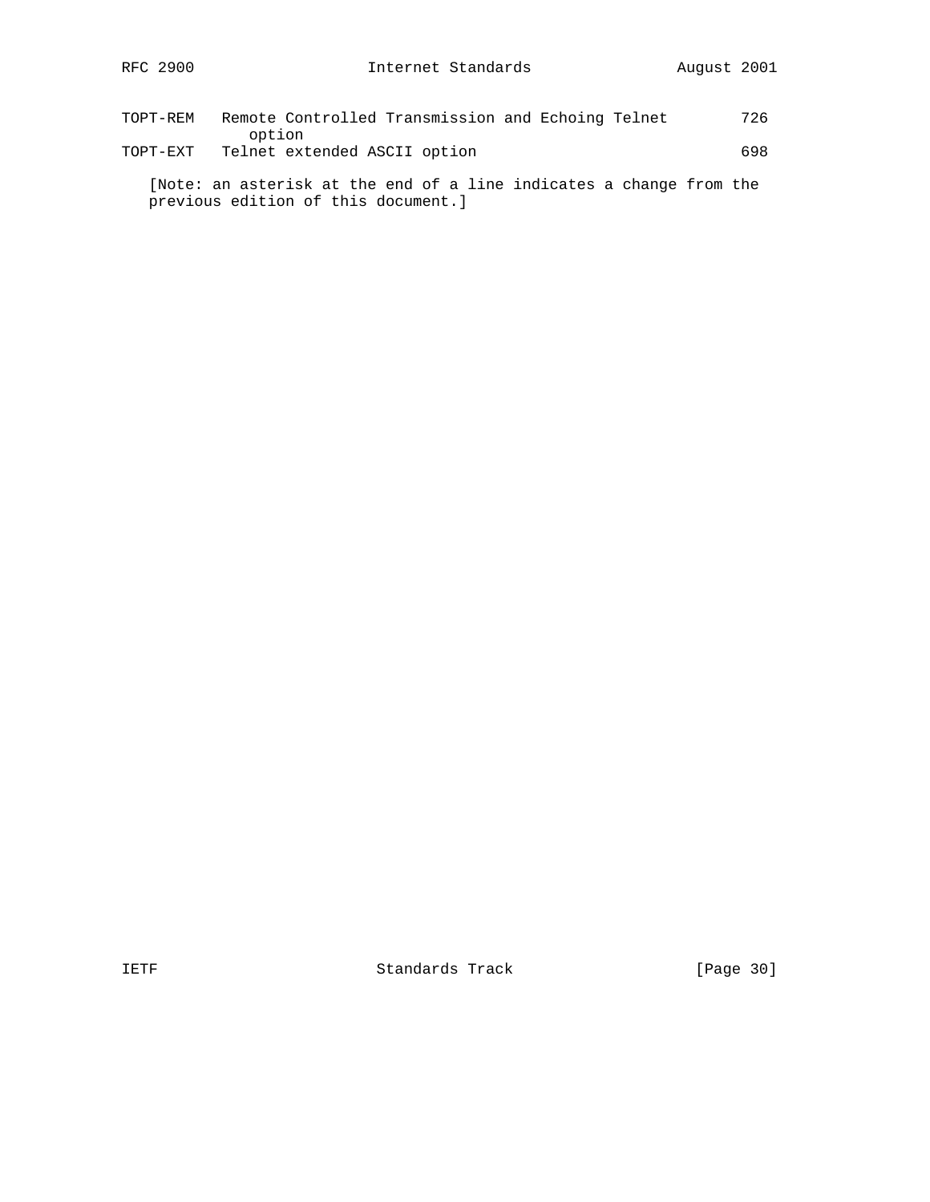| | | |
|---|---|---|
| TOPT-REM | Remote Controlled Transmission and Echoing Telnet option | 726 |
| TOPT-EXT | Telnet extended ASCII option | 698 |

[Note: an asterisk at the end of a line indicates a change from the previous edition of this document.]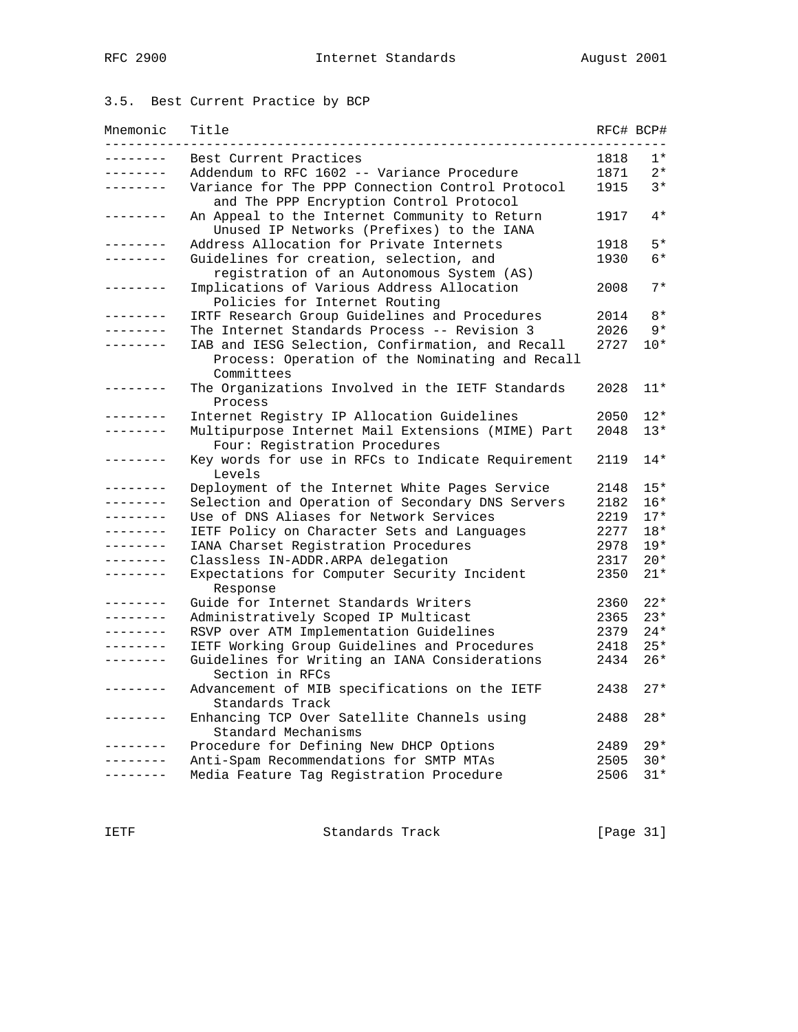### 3.5. Best Current Practice by BCP

| Mnemonic | Title | RFC# | BCP# |
|---|---|---|---|
| -------- | Best Current Practices | 1818 | 1* |
| -------- | Addendum to RFC 1602 -- Variance Procedure | 1871 | 2* |
| -------- | Variance for The PPP Connection Control Protocol and The PPP Encryption Control Protocol | 1915 | 3* |
| -------- | An Appeal to the Internet Community to Return Unused IP Networks (Prefixes) to the IANA | 1917 | 4* |
| -------- | Address Allocation for Private Internets | 1918 | 5* |
| -------- | Guidelines for creation, selection, and registration of an Autonomous System (AS) | 1930 | 6* |
| -------- | Implications of Various Address Allocation Policies for Internet Routing | 2008 | 7* |
| -------- | IRTF Research Group Guidelines and Procedures | 2014 | 8* |
| -------- | The Internet Standards Process -- Revision 3 | 2026 | 9* |
| -------- | IAB and IESG Selection, Confirmation, and Recall Process: Operation of the Nominating and Recall Committees | 2727 | 10* |
| -------- | The Organizations Involved in the IETF Standards Process | 2028 | 11* |
| -------- | Internet Registry IP Allocation Guidelines | 2050 | 12* |
| -------- | Multipurpose Internet Mail Extensions (MIME) Part Four: Registration Procedures | 2048 | 13* |
| -------- | Key words for use in RFCs to Indicate Requirement Levels | 2119 | 14* |
| -------- | Deployment of the Internet White Pages Service | 2148 | 15* |
| -------- | Selection and Operation of Secondary DNS Servers | 2182 | 16* |
| -------- | Use of DNS Aliases for Network Services | 2219 | 17* |
| -------- | IETF Policy on Character Sets and Languages | 2277 | 18* |
| -------- | IANA Charset Registration Procedures | 2978 | 19* |
| -------- | Classless IN-ADDR.ARPA delegation | 2317 | 20* |
| -------- | Expectations for Computer Security Incident Response | 2350 | 21* |
| -------- | Guide for Internet Standards Writers | 2360 | 22* |
| -------- | Administratively Scoped IP Multicast | 2365 | 23* |
| -------- | RSVP over ATM Implementation Guidelines | 2379 | 24* |
| -------- | IETF Working Group Guidelines and Procedures | 2418 | 25* |
| -------- | Guidelines for Writing an IANA Considerations Section in RFCs | 2434 | 26* |
| -------- | Advancement of MIB specifications on the IETF Standards Track | 2438 | 27* |
| -------- | Enhancing TCP Over Satellite Channels using Standard Mechanisms | 2488 | 28* |
| -------- | Procedure for Defining New DHCP Options | 2489 | 29* |
| -------- | Anti-Spam Recommendations for SMTP MTAs | 2505 | 30* |
| -------- | Media Feature Tag Registration Procedure | 2506 | 31* |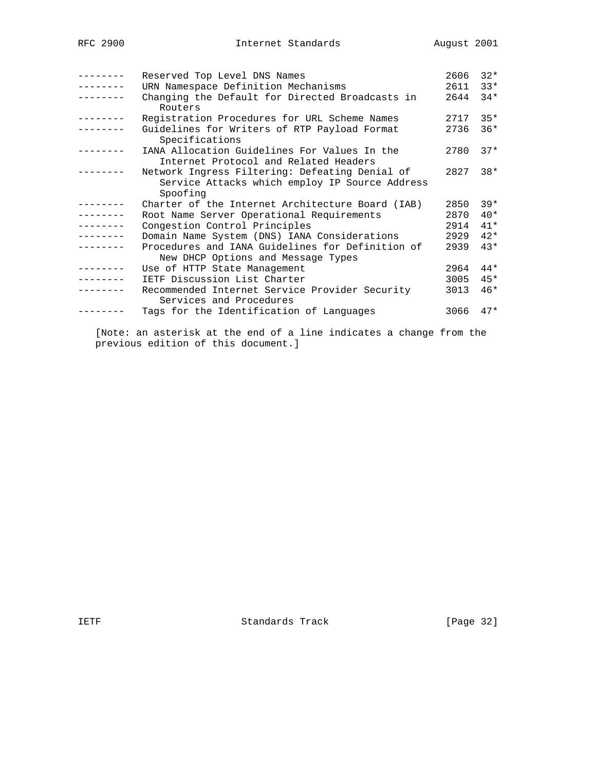| | | | |
|---|---|---|---|
| -------- | Reserved Top Level DNS Names | 2606 | 32* |
| -------- | URN Namespace Definition Mechanisms | 2611 | 33* |
| -------- | Changing the Default for Directed Broadcasts in Routers | 2644 | 34* |
| -------- | Registration Procedures for URL Scheme Names | 2717 | 35* |
| -------- | Guidelines for Writers of RTP Payload Format Specifications | 2736 | 36* |
| -------- | IANA Allocation Guidelines For Values In the Internet Protocol and Related Headers | 2780 | 37* |
| -------- | Network Ingress Filtering: Defeating Denial of Service Attacks which employ IP Source Address Spoofing | 2827 | 38* |
| -------- | Charter of the Internet Architecture Board (IAB) | 2850 | 39* |
| -------- | Root Name Server Operational Requirements | 2870 | 40* |
| -------- | Congestion Control Principles | 2914 | 41* |
| -------- | Domain Name System (DNS) IANA Considerations | 2929 | 42* |
| -------- | Procedures and IANA Guidelines for Definition of New DHCP Options and Message Types | 2939 | 43* |
| -------- | Use of HTTP State Management | 2964 | 44* |
| -------- | IETF Discussion List Charter | 3005 | 45* |
| -------- | Recommended Internet Service Provider Security Services and Procedures | 3013 | 46* |
| -------- | Tags for the Identification of Languages | 3066 | 47* |

[Note: an asterisk at the end of a line indicates a change from the previous edition of this document.]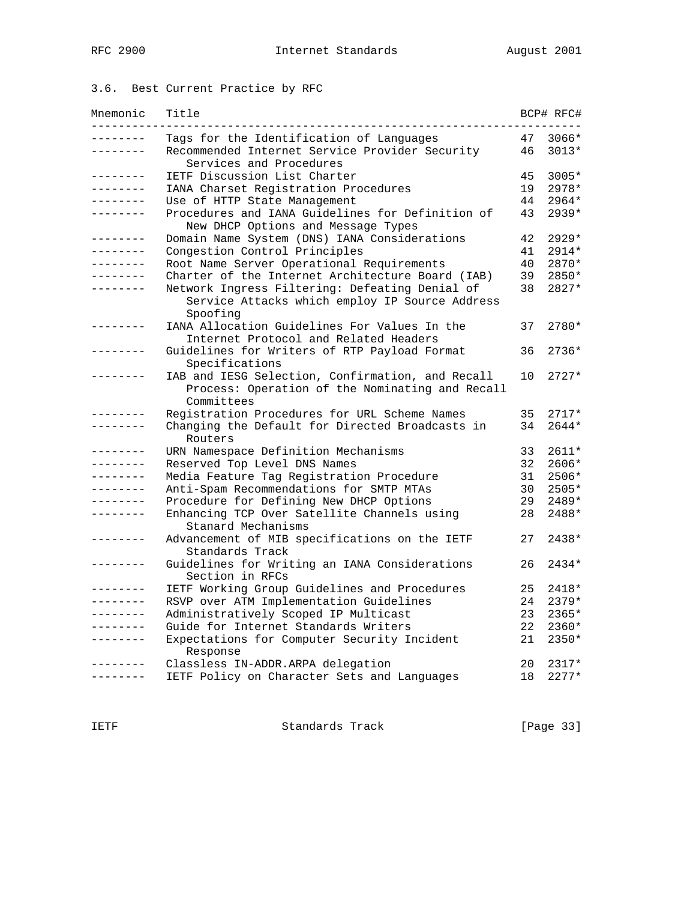### 3.6. Best Current Practice by RFC

| Mnemonic | Title | BCP# | RFC# |
|---|---|---|---|
| -------- | Tags for the Identification of Languages | 47 | 3066* |
| -------- | Recommended Internet Service Provider Security Services and Procedures | 46 | 3013* |
| -------- | IETF Discussion List Charter | 45 | 3005* |
| -------- | IANA Charset Registration Procedures | 19 | 2978* |
| -------- | Use of HTTP State Management | 44 | 2964* |
| -------- | Procedures and IANA Guidelines for Definition of New DHCP Options and Message Types | 43 | 2939* |
| -------- | Domain Name System (DNS) IANA Considerations | 42 | 2929* |
| -------- | Congestion Control Principles | 41 | 2914* |
| -------- | Root Name Server Operational Requirements | 40 | 2870* |
| -------- | Charter of the Internet Architecture Board (IAB) | 39 | 2850* |
| -------- | Network Ingress Filtering: Defeating Denial of Service Attacks which employ IP Source Address Spoofing | 38 | 2827* |
| -------- | IANA Allocation Guidelines For Values In the Internet Protocol and Related Headers | 37 | 2780* |
| -------- | Guidelines for Writers of RTP Payload Format Specifications | 36 | 2736* |
| -------- | IAB and IESG Selection, Confirmation, and Recall Process: Operation of the Nominating and Recall Committees | 10 | 2727* |
| -------- | Registration Procedures for URL Scheme Names | 35 | 2717* |
| -------- | Changing the Default for Directed Broadcasts in Routers | 34 | 2644* |
| -------- | URN Namespace Definition Mechanisms | 33 | 2611* |
| -------- | Reserved Top Level DNS Names | 32 | 2606* |
| -------- | Media Feature Tag Registration Procedure | 31 | 2506* |
| -------- | Anti-Spam Recommendations for SMTP MTAs | 30 | 2505* |
| -------- | Procedure for Defining New DHCP Options | 29 | 2489* |
| -------- | Enhancing TCP Over Satellite Channels using Stanard Mechanisms | 28 | 2488* |
| -------- | Advancement of MIB specifications on the IETF Standards Track | 27 | 2438* |
| -------- | Guidelines for Writing an IANA Considerations Section in RFCs | 26 | 2434* |
| -------- | IETF Working Group Guidelines and Procedures | 25 | 2418* |
| -------- | RSVP over ATM Implementation Guidelines | 24 | 2379* |
| -------- | Administratively Scoped IP Multicast | 23 | 2365* |
| -------- | Guide for Internet Standards Writers | 22 | 2360* |
| -------- | Expectations for Computer Security Incident Response | 21 | 2350* |
| -------- | Classless IN-ADDR.ARPA delegation | 20 | 2317* |
| -------- | IETF Policy on Character Sets and Languages | 18 | 2277* |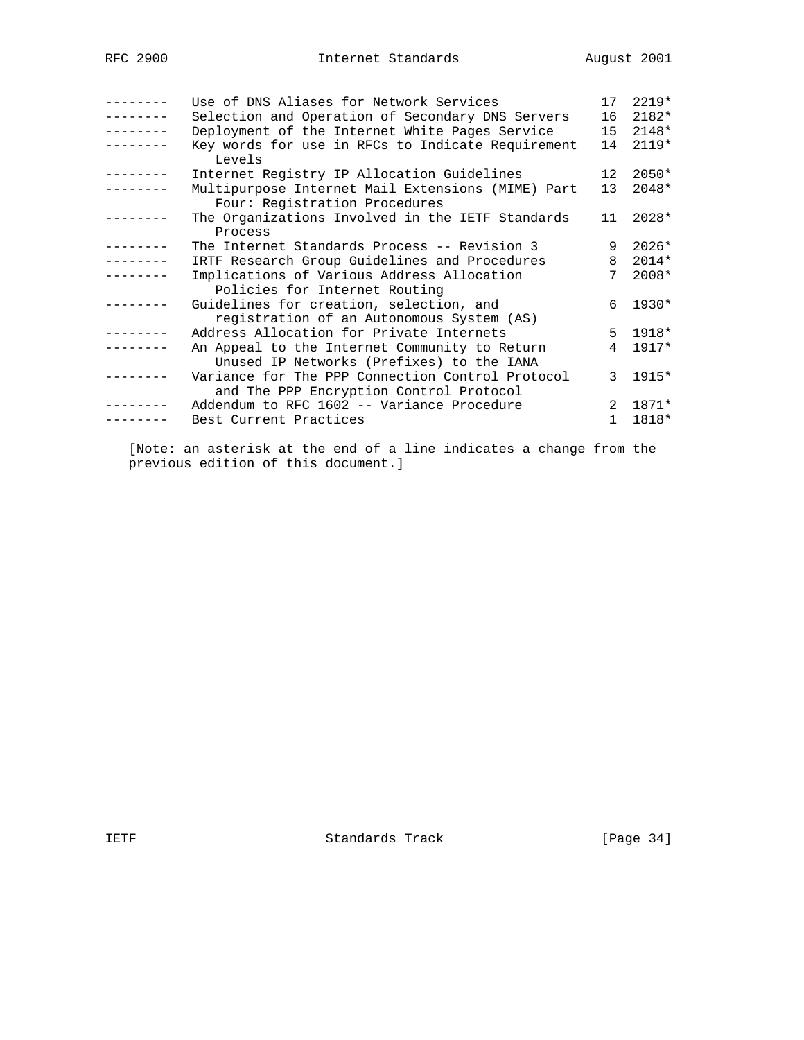| | | | |
|---|---|---|---|
| -------- | Use of DNS Aliases for Network Services | 17 | 2219* |
| -------- | Selection and Operation of Secondary DNS Servers | 16 | 2182* |
| -------- | Deployment of the Internet White Pages Service | 15 | 2148* |
| -------- | Key words for use in RFCs to Indicate Requirement Levels | 14 | 2119* |
| -------- | Internet Registry IP Allocation Guidelines | 12 | 2050* |
| -------- | Multipurpose Internet Mail Extensions (MIME) Part Four: Registration Procedures | 13 | 2048* |
| -------- | The Organizations Involved in the IETF Standards Process | 11 | 2028* |
| -------- | The Internet Standards Process -- Revision 3 | 9 | 2026* |
| -------- | IRTF Research Group Guidelines and Procedures | 8 | 2014* |
| -------- | Implications of Various Address Allocation Policies for Internet Routing | 7 | 2008* |
| -------- | Guidelines for creation, selection, and registration of an Autonomous System (AS) | 6 | 1930* |
| -------- | Address Allocation for Private Internets | 5 | 1918* |
| -------- | An Appeal to the Internet Community to Return Unused IP Networks (Prefixes) to the IANA | 4 | 1917* |
| -------- | Variance for The PPP Connection Control Protocol and The PPP Encryption Control Protocol | 3 | 1915* |
| -------- | Addendum to RFC 1602 -- Variance Procedure | 2 | 1871* |
| -------- | Best Current Practices | 1 | 1818* |

[Note: an asterisk at the end of a line indicates a change from the previous edition of this document.]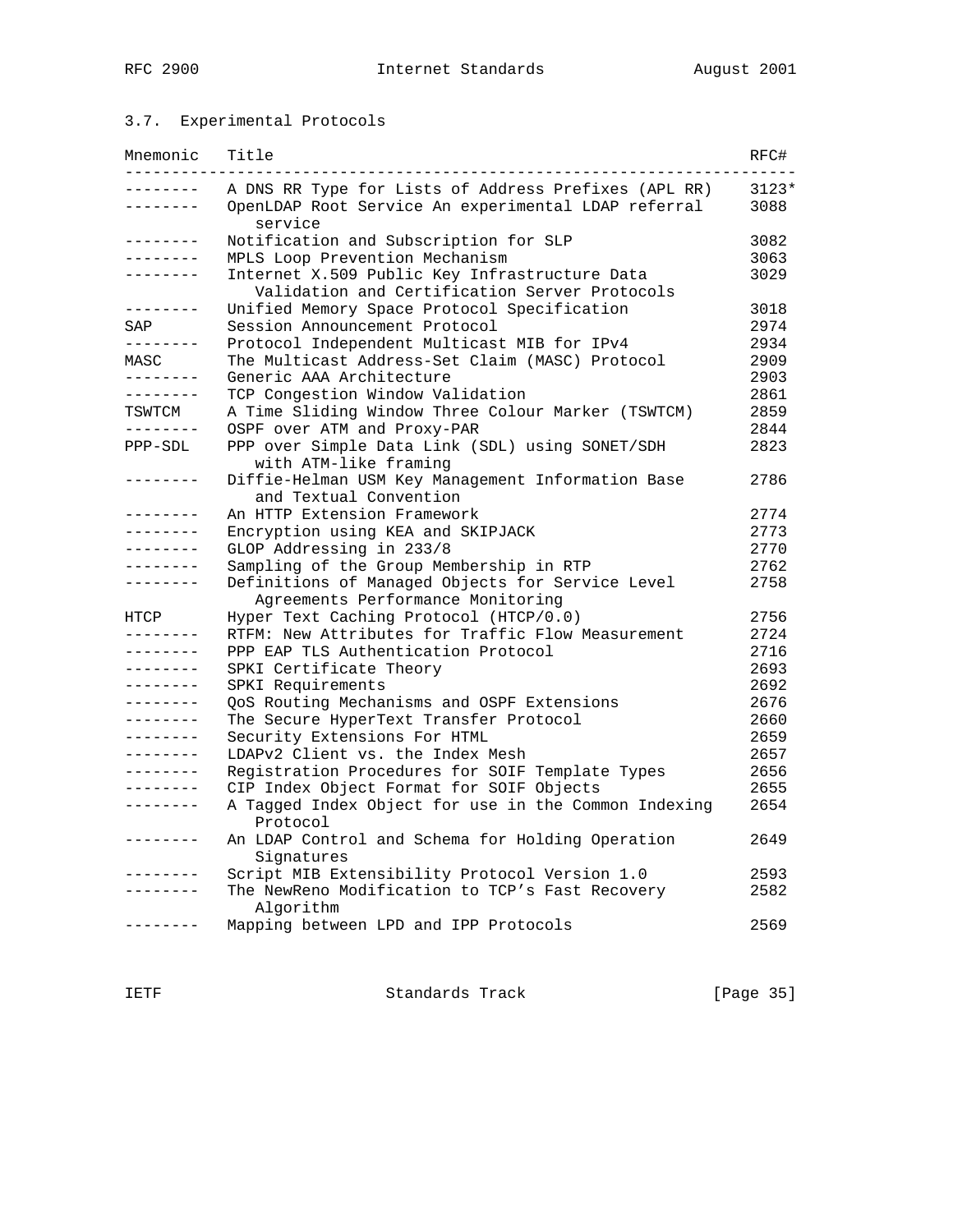### 3.7. Experimental Protocols

| Mnemonic | Title | RFC# |
|---|---|---|
| -------- | A DNS RR Type for Lists of Address Prefixes (APL RR) | 3123* |
| -------- | OpenLDAP Root Service An experimental LDAP referral service | 3088 |
| -------- | Notification and Subscription for SLP | 3082 |
| -------- | MPLS Loop Prevention Mechanism | 3063 |
| -------- | Internet X.509 Public Key Infrastructure Data Validation and Certification Server Protocols | 3029 |
| -------- | Unified Memory Space Protocol Specification | 3018 |
| SAP | Session Announcement Protocol | 2974 |
| -------- | Protocol Independent Multicast MIB for IPv4 | 2934 |
| MASC | The Multicast Address-Set Claim (MASC) Protocol | 2909 |
| -------- | Generic AAA Architecture | 2903 |
| -------- | TCP Congestion Window Validation | 2861 |
| TSWTCM | A Time Sliding Window Three Colour Marker (TSWTCM) | 2859 |
| -------- | OSPF over ATM and Proxy-PAR | 2844 |
| PPP-SDL | PPP over Simple Data Link (SDL) using SONET/SDH with ATM-like framing | 2823 |
| -------- | Diffie-Helman USM Key Management Information Base and Textual Convention | 2786 |
| -------- | An HTTP Extension Framework | 2774 |
| -------- | Encryption using KEA and SKIPJACK | 2773 |
| -------- | GLOP Addressing in 233/8 | 2770 |
| -------- | Sampling of the Group Membership in RTP | 2762 |
| -------- | Definitions of Managed Objects for Service Level Agreements Performance Monitoring | 2758 |
| HTCP | Hyper Text Caching Protocol (HTCP/0.0) | 2756 |
| -------- | RTFM: New Attributes for Traffic Flow Measurement | 2724 |
| -------- | PPP EAP TLS Authentication Protocol | 2716 |
| -------- | SPKI Certificate Theory | 2693 |
| -------- | SPKI Requirements | 2692 |
| -------- | QoS Routing Mechanisms and OSPF Extensions | 2676 |
| -------- | The Secure HyperText Transfer Protocol | 2660 |
| -------- | Security Extensions For HTML | 2659 |
| -------- | LDAPv2 Client vs. the Index Mesh | 2657 |
| -------- | Registration Procedures for SOIF Template Types | 2656 |
| -------- | CIP Index Object Format for SOIF Objects | 2655 |
| -------- | A Tagged Index Object for use in the Common Indexing Protocol | 2654 |
| -------- | An LDAP Control and Schema for Holding Operation Signatures | 2649 |
| -------- | Script MIB Extensibility Protocol Version 1.0 | 2593 |
| -------- | The NewReno Modification to TCP's Fast Recovery Algorithm | 2582 |
| -------- | Mapping between LPD and IPP Protocols | 2569 |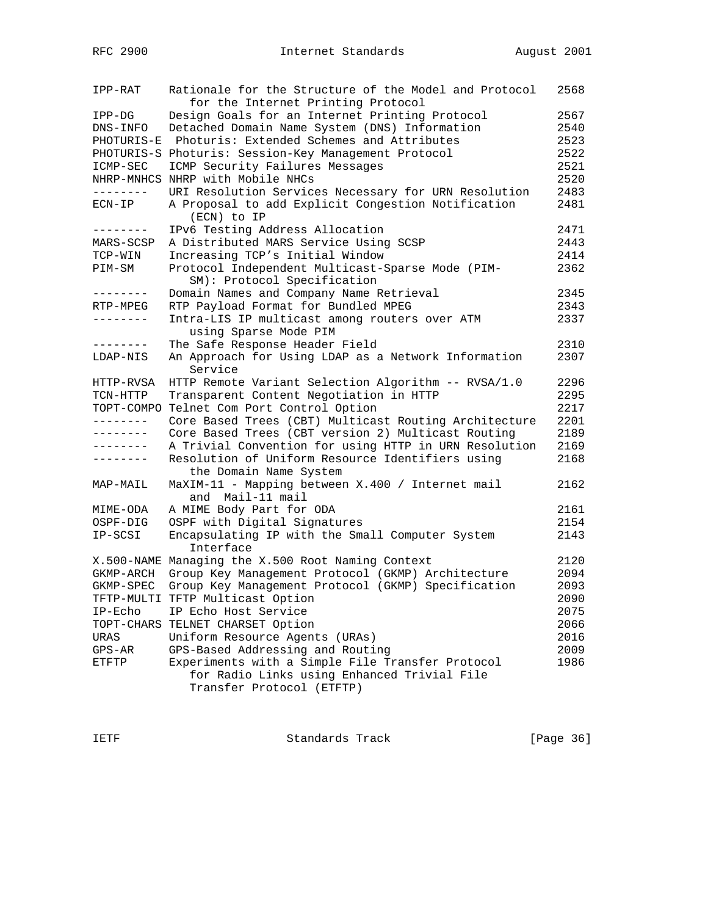| | | |
|---|---|---|
| IPP-RAT | Rationale for the Structure of the Model and Protocol for the Internet Printing Protocol | 2568 |
| IPP-DG | Design Goals for an Internet Printing Protocol | 2567 |
| DNS-INFO | Detached Domain Name System (DNS) Information | 2540 |
| PHOTURIS-E | Photuris: Extended Schemes and Attributes | 2523 |
| PHOTURIS-S | Photuris: Session-Key Management Protocol | 2522 |
| ICMP-SEC | ICMP Security Failures Messages | 2521 |
| NHRP-MNHCS | NHRP with Mobile NHCs | 2520 |
| -------- | URI Resolution Services Necessary for URN Resolution | 2483 |
| ECN-IP | A Proposal to add Explicit Congestion Notification (ECN) to IP | 2481 |
| -------- | IPv6 Testing Address Allocation | 2471 |
| MARS-SCSP | A Distributed MARS Service Using SCSP | 2443 |
| TCP-WIN | Increasing TCP's Initial Window | 2414 |
| PIM-SM | Protocol Independent Multicast-Sparse Mode (PIM-SM): Protocol Specification | 2362 |
| -------- | Domain Names and Company Name Retrieval | 2345 |
| RTP-MPEG | RTP Payload Format for Bundled MPEG | 2343 |
| -------- | Intra-LIS IP multicast among routers over ATM using Sparse Mode PIM | 2337 |
| -------- | The Safe Response Header Field | 2310 |
| LDAP-NIS | An Approach for Using LDAP as a Network Information Service | 2307 |
| HTTP-RVSA | HTTP Remote Variant Selection Algorithm -- RVSA/1.0 | 2296 |
| TCN-HTTP | Transparent Content Negotiation in HTTP | 2295 |
| TOPT-COMPO | Telnet Com Port Control Option | 2217 |
| -------- | Core Based Trees (CBT) Multicast Routing Architecture | 2201 |
| -------- | Core Based Trees (CBT version 2) Multicast Routing | 2189 |
| -------- | A Trivial Convention for using HTTP in URN Resolution | 2169 |
| -------- | Resolution of Uniform Resource Identifiers using the Domain Name System | 2168 |
| MAP-MAIL | MaXIM-11 - Mapping between X.400 / Internet mail and Mail-11 mail | 2162 |
| MIME-ODA | A MIME Body Part for ODA | 2161 |
| OSPF-DIG | OSPF with Digital Signatures | 2154 |
| IP-SCSI | Encapsulating IP with the Small Computer System Interface | 2143 |
| X.500-NAME | Managing the X.500 Root Naming Context | 2120 |
| GKMP-ARCH | Group Key Management Protocol (GKMP) Architecture | 2094 |
| GKMP-SPEC | Group Key Management Protocol (GKMP) Specification | 2093 |
| TFTP-MULTI | TFTP Multicast Option | 2090 |
| IP-Echo | IP Echo Host Service | 2075 |
| TOPT-CHARS | TELNET CHARSET Option | 2066 |
| URAS | Uniform Resource Agents (URAs) | 2016 |
| GPS-AR | GPS-Based Addressing and Routing | 2009 |
| ETFTP | Experiments with a Simple File Transfer Protocol for Radio Links using Enhanced Trivial File Transfer Protocol (ETFTP) | 1986 |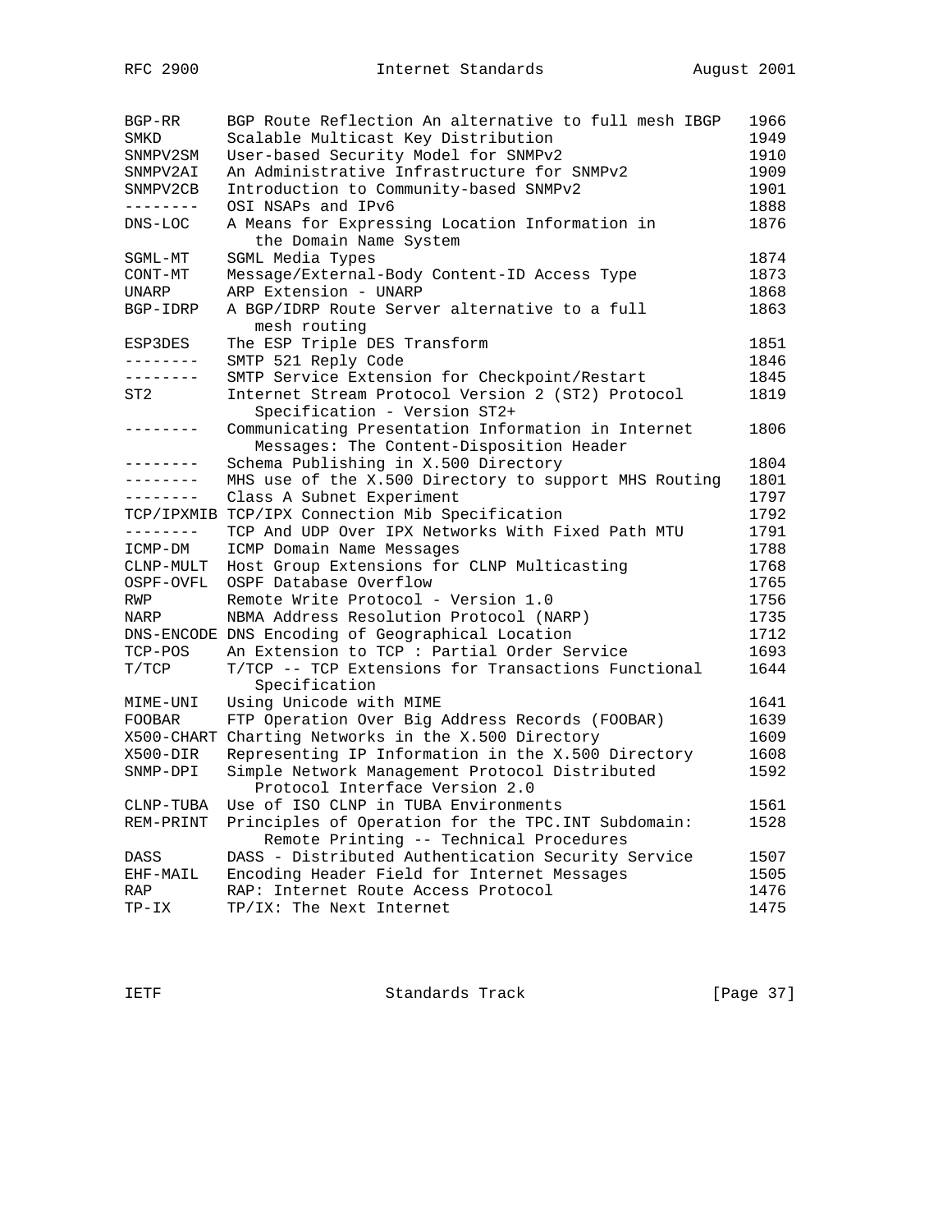| | | |
|---|---|---|
| BGP-RR | BGP Route Reflection An alternative to full mesh IBGP | 1966 |
| SMKD | Scalable Multicast Key Distribution | 1949 |
| SNMPV2SM | User-based Security Model for SNMPv2 | 1910 |
| SNMPV2AI | An Administrative Infrastructure for SNMPv2 | 1909 |
| SNMPV2CB | Introduction to Community-based SNMPv2 | 1901 |
| -------- | OSI NSAPs and IPv6 | 1888 |
| DNS-LOC | A Means for Expressing Location Information in the Domain Name System | 1876 |
| SGML-MT | SGML Media Types | 1874 |
| CONT-MT | Message/External-Body Content-ID Access Type | 1873 |
| UNARP | ARP Extension - UNARP | 1868 |
| BGP-IDRP | A BGP/IDRP Route Server alternative to a full mesh routing | 1863 |
| ESP3DES | The ESP Triple DES Transform | 1851 |
| -------- | SMTP 521 Reply Code | 1846 |
| -------- | SMTP Service Extension for Checkpoint/Restart | 1845 |
| ST2 | Internet Stream Protocol Version 2 (ST2) Protocol Specification - Version ST2+ | 1819 |
| -------- | Communicating Presentation Information in Internet Messages: The Content-Disposition Header | 1806 |
| -------- | Schema Publishing in X.500 Directory | 1804 |
| -------- | MHS use of the X.500 Directory to support MHS Routing | 1801 |
| -------- | Class A Subnet Experiment | 1797 |
| TCP/IPXMIB | TCP/IPX Connection Mib Specification | 1792 |
| -------- | TCP And UDP Over IPX Networks With Fixed Path MTU | 1791 |
| ICMP-DM | ICMP Domain Name Messages | 1788 |
| CLNP-MULT | Host Group Extensions for CLNP Multicasting | 1768 |
| OSPF-OVFL | OSPF Database Overflow | 1765 |
| RWP | Remote Write Protocol - Version 1.0 | 1756 |
| NARP | NBMA Address Resolution Protocol (NARP) | 1735 |
| DNS-ENCODE | DNS Encoding of Geographical Location | 1712 |
| TCP-POS | An Extension to TCP : Partial Order Service | 1693 |
| T/TCP | T/TCP -- TCP Extensions for Transactions Functional Specification | 1644 |
| MIME-UNI | Using Unicode with MIME | 1641 |
| FOOBAR | FTP Operation Over Big Address Records (FOOBAR) | 1639 |
| X500-CHART | Charting Networks in the X.500 Directory | 1609 |
| X500-DIR | Representing IP Information in the X.500 Directory | 1608 |
| SNMP-DPI | Simple Network Management Protocol Distributed Protocol Interface Version 2.0 | 1592 |
| CLNP-TUBA | Use of ISO CLNP in TUBA Environments | 1561 |
| REM-PRINT | Principles of Operation for the TPC.INT Subdomain: Remote Printing -- Technical Procedures | 1528 |
| DASS | DASS - Distributed Authentication Security Service | 1507 |
| EHF-MAIL | Encoding Header Field for Internet Messages | 1505 |
| RAP | RAP: Internet Route Access Protocol | 1476 |
| TP-IX | TP/IX: The Next Internet | 1475 |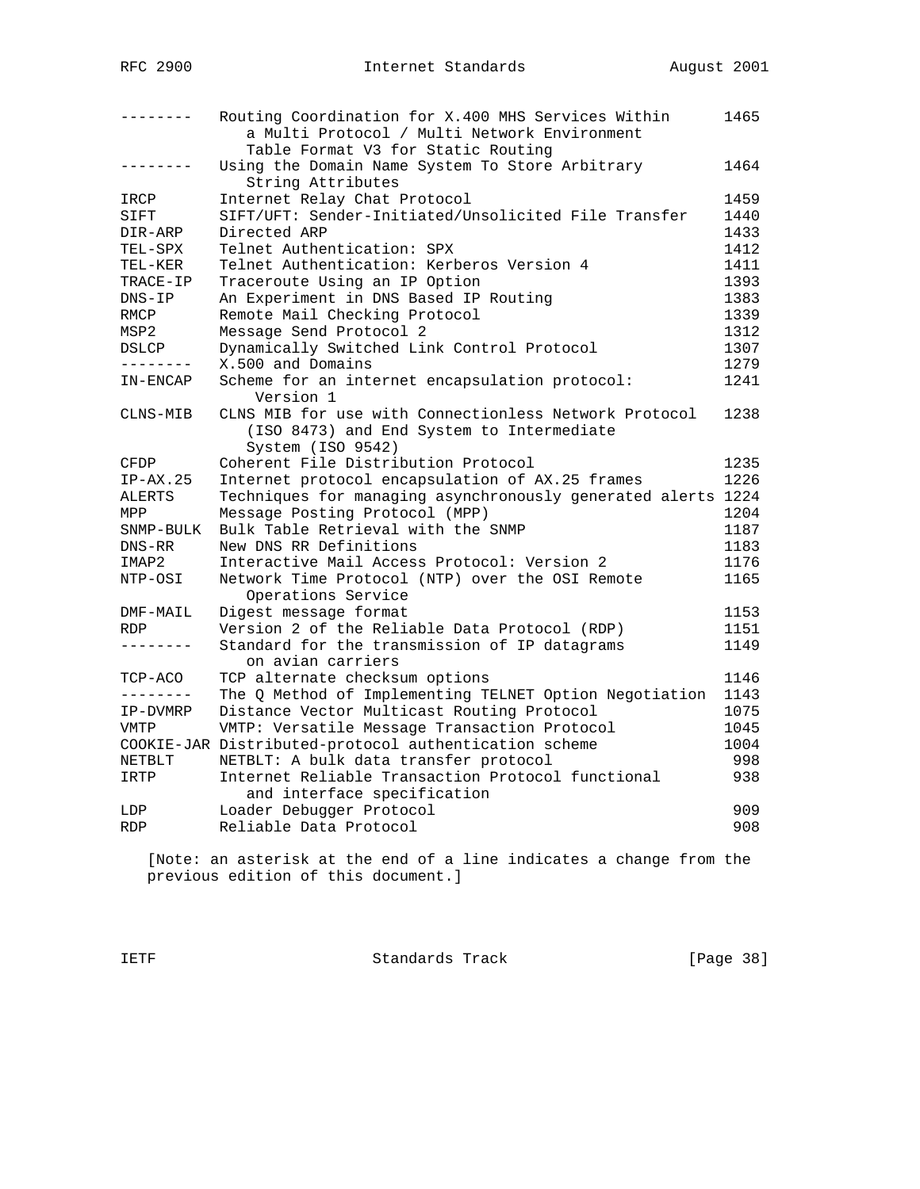| | | |
|---|---|---|
| -------- | Routing Coordination for X.400 MHS Services Within a Multi Protocol / Multi Network Environment Table Format V3 for Static Routing | 1465 |
| -------- | Using the Domain Name System To Store Arbitrary String Attributes | 1464 |
| IRCP | Internet Relay Chat Protocol | 1459 |
| SIFT | SIFT/UFT: Sender-Initiated/Unsolicited File Transfer | 1440 |
| DIR-ARP | Directed ARP | 1433 |
| TEL-SPX | Telnet Authentication: SPX | 1412 |
| TEL-KER | Telnet Authentication: Kerberos Version 4 | 1411 |
| TRACE-IP | Traceroute Using an IP Option | 1393 |
| DNS-IP | An Experiment in DNS Based IP Routing | 1383 |
| RMCP | Remote Mail Checking Protocol | 1339 |
| MSP2 | Message Send Protocol 2 | 1312 |
| DSLCP | Dynamically Switched Link Control Protocol | 1307 |
| -------- | X.500 and Domains | 1279 |
| IN-ENCAP | Scheme for an internet encapsulation protocol: Version 1 | 1241 |
| CLNS-MIB | CLNS MIB for use with Connectionless Network Protocol (ISO 8473) and End System to Intermediate System (ISO 9542) | 1238 |
| CFDP | Coherent File Distribution Protocol | 1235 |
| IP-AX.25 | Internet protocol encapsulation of AX.25 frames | 1226 |
| ALERTS | Techniques for managing asynchronously generated alerts | 1224 |
| MPP | Message Posting Protocol (MPP) | 1204 |
| SNMP-BULK | Bulk Table Retrieval with the SNMP | 1187 |
| DNS-RR | New DNS RR Definitions | 1183 |
| IMAP2 | Interactive Mail Access Protocol: Version 2 | 1176 |
| NTP-OSI | Network Time Protocol (NTP) over the OSI Remote Operations Service | 1165 |
| DMF-MAIL | Digest message format | 1153 |
| RDP | Version 2 of the Reliable Data Protocol (RDP) | 1151 |
| -------- | Standard for the transmission of IP datagrams on avian carriers | 1149 |
| TCP-ACO | TCP alternate checksum options | 1146 |
| -------- | The Q Method of Implementing TELNET Option Negotiation | 1143 |
| IP-DVMRP | Distance Vector Multicast Routing Protocol | 1075 |
| VMTP | VMTP: Versatile Message Transaction Protocol | 1045 |
| COOKIE-JAR | Distributed-protocol authentication scheme | 1004 |
| NETBLT | NETBLT: A bulk data transfer protocol | 998 |
| IRTP | Internet Reliable Transaction Protocol functional and interface specification | 938 |
| LDP | Loader Debugger Protocol | 909 |
| RDP | Reliable Data Protocol | 908 |

[Note: an asterisk at the end of a line indicates a change from the previous edition of this document.]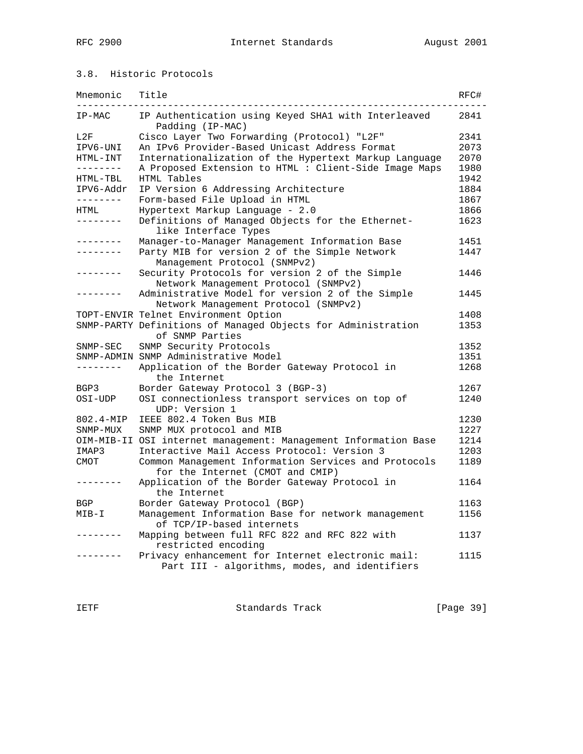### 3.8. Historic Protocols

| Mnemonic | Title | RFC# |
|---|---|---|
| IP-MAC | IP Authentication using Keyed SHA1 with Interleaved Padding (IP-MAC) | 2841 |
| L2F | Cisco Layer Two Forwarding (Protocol) "L2F" | 2341 |
| IPV6-UNI | An IPv6 Provider-Based Unicast Address Format | 2073 |
| HTML-INT | Internationalization of the Hypertext Markup Language | 2070 |
| -------- | A Proposed Extension to HTML : Client-Side Image Maps | 1980 |
| HTML-TBL | HTML Tables | 1942 |
| IPV6-Addr | IP Version 6 Addressing Architecture | 1884 |
| -------- | Form-based File Upload in HTML | 1867 |
| HTML | Hypertext Markup Language - 2.0 | 1866 |
| -------- | Definitions of Managed Objects for the Ethernet-like Interface Types | 1623 |
| -------- | Manager-to-Manager Management Information Base | 1451 |
| -------- | Party MIB for version 2 of the Simple Network Management Protocol (SNMPv2) | 1447 |
| -------- | Security Protocols for version 2 of the Simple Network Management Protocol (SNMPv2) | 1446 |
| -------- | Administrative Model for version 2 of the Simple Network Management Protocol (SNMPv2) | 1445 |
| TOPT-ENVIR | Telnet Environment Option | 1408 |
| SNMP-PARTY | Definitions of Managed Objects for Administration of SNMP Parties | 1353 |
| SNMP-SEC | SNMP Security Protocols | 1352 |
| SNMP-ADMIN | SNMP Administrative Model | 1351 |
| -------- | Application of the Border Gateway Protocol in the Internet | 1268 |
| BGP3 | Border Gateway Protocol 3 (BGP-3) | 1267 |
| OSI-UDP | OSI connectionless transport services on top of UDP: Version 1 | 1240 |
| 802.4-MIP | IEEE 802.4 Token Bus MIB | 1230 |
| SNMP-MUX | SNMP MUX protocol and MIB | 1227 |
| OIM-MIB-II | OSI internet management: Management Information Base | 1214 |
| IMAP3 | Interactive Mail Access Protocol: Version 3 | 1203 |
| CMOT | Common Management Information Services and Protocols for the Internet (CMOT and CMIP) | 1189 |
| -------- | Application of the Border Gateway Protocol in the Internet | 1164 |
| BGP | Border Gateway Protocol (BGP) | 1163 |
| MIB-I | Management Information Base for network management of TCP/IP-based internets | 1156 |
| -------- | Mapping between full RFC 822 and RFC 822 with restricted encoding | 1137 |
| -------- | Privacy enhancement for Internet electronic mail: Part III - algorithms, modes, and identifiers | 1115 |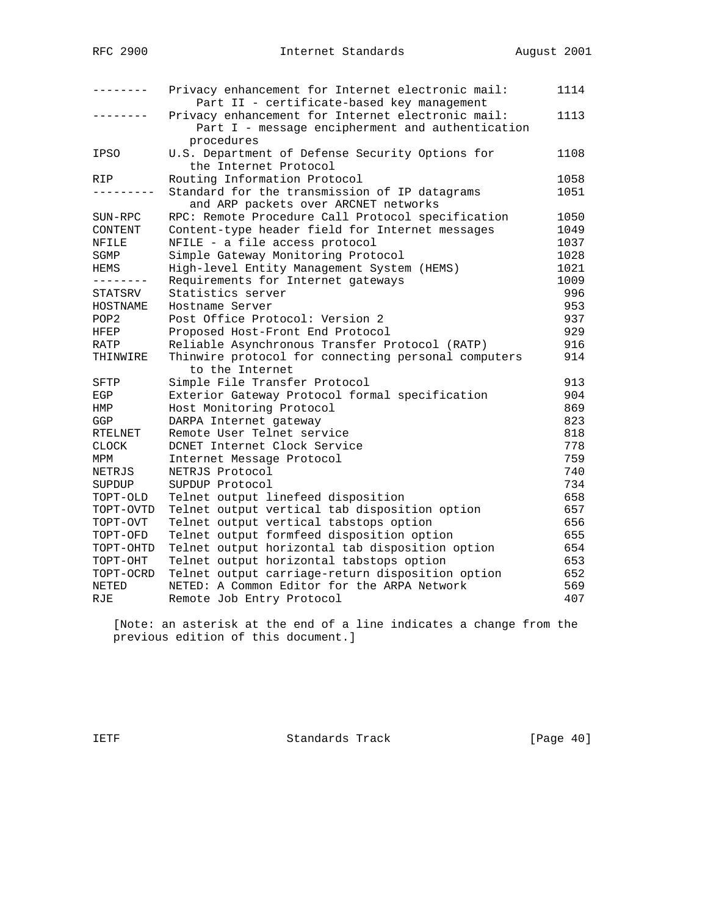| Mnemonic | Title | RFC# |
| --- | --- | --- |
| -------- | Privacy enhancement for Internet electronic mail: Part II - certificate-based key management | 1114 |
| -------- | Privacy enhancement for Internet electronic mail: Part I - message encipherment and authentication procedures | 1113 |
| IPSO | U.S. Department of Defense Security Options for the Internet Protocol | 1108 |
| RIP | Routing Information Protocol | 1058 |
| --------- | Standard for the transmission of IP datagrams and ARP packets over ARCNET networks | 1051 |
| SUN-RPC | RPC: Remote Procedure Call Protocol specification | 1050 |
| CONTENT | Content-type header field for Internet messages | 1049 |
| NFILE | NFILE - a file access protocol | 1037 |
| SGMP | Simple Gateway Monitoring Protocol | 1028 |
| HEMS | High-level Entity Management System (HEMS) | 1021 |
| -------- | Requirements for Internet gateways | 1009 |
| STATSRV | Statistics server | 996 |
| HOSTNAME | Hostname Server | 953 |
| POP2 | Post Office Protocol: Version 2 | 937 |
| HFEP | Proposed Host-Front End Protocol | 929 |
| RATP | Reliable Asynchronous Transfer Protocol (RATP) | 916 |
| THINWIRE | Thinwire protocol for connecting personal computers to the Internet | 914 |
| SFTP | Simple File Transfer Protocol | 913 |
| EGP | Exterior Gateway Protocol formal specification | 904 |
| HMP | Host Monitoring Protocol | 869 |
| GGP | DARPA Internet gateway | 823 |
| RTELNET | Remote User Telnet service | 818 |
| CLOCK | DCNET Internet Clock Service | 778 |
| MPM | Internet Message Protocol | 759 |
| NETRJS | NETRJS Protocol | 740 |
| SUPDUP | SUPDUP Protocol | 734 |
| TOPT-OLD | Telnet output linefeed disposition | 658 |
| TOPT-OVTD | Telnet output vertical tab disposition option | 657 |
| TOPT-OVT | Telnet output vertical tabstops option | 656 |
| TOPT-OFD | Telnet output formfeed disposition option | 655 |
| TOPT-OHTD | Telnet output horizontal tab disposition option | 654 |
| TOPT-OHT | Telnet output horizontal tabstops option | 653 |
| TOPT-OCRD | Telnet output carriage-return disposition option | 652 |
| NETED | NETED: A Common Editor for the ARPA Network | 569 |
| RJE | Remote Job Entry Protocol | 407 |

[Note: an asterisk at the end of a line indicates a change from the previous edition of this document.]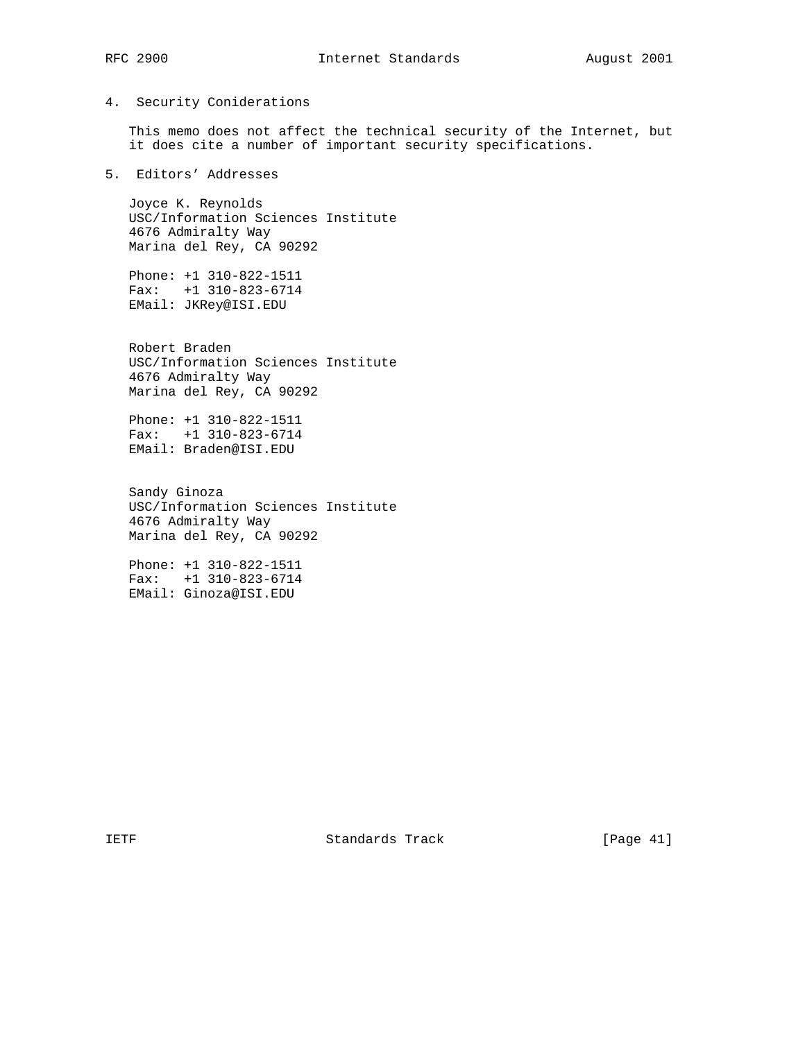## 4. Security Coniderations

This memo does not affect the technical security of the Internet, but it does cite a number of important security specifications.

## 5. Editors' Addresses

Joyce K. Reynolds
USC/Information Sciences Institute
4676 Admiralty Way
Marina del Rey, CA 90292

Phone: +1 310-822-1511
Fax: +1 310-823-6714
EMail: JKRey@ISI.EDU

Robert Braden
USC/Information Sciences Institute
4676 Admiralty Way
Marina del Rey, CA 90292

Phone: +1 310-822-1511
Fax: +1 310-823-6714
EMail: Braden@ISI.EDU

Sandy Ginoza
USC/Information Sciences Institute
4676 Admiralty Way
Marina del Rey, CA 90292

Phone: +1 310-822-1511
Fax: +1 310-823-6714
EMail: Ginoza@ISI.EDU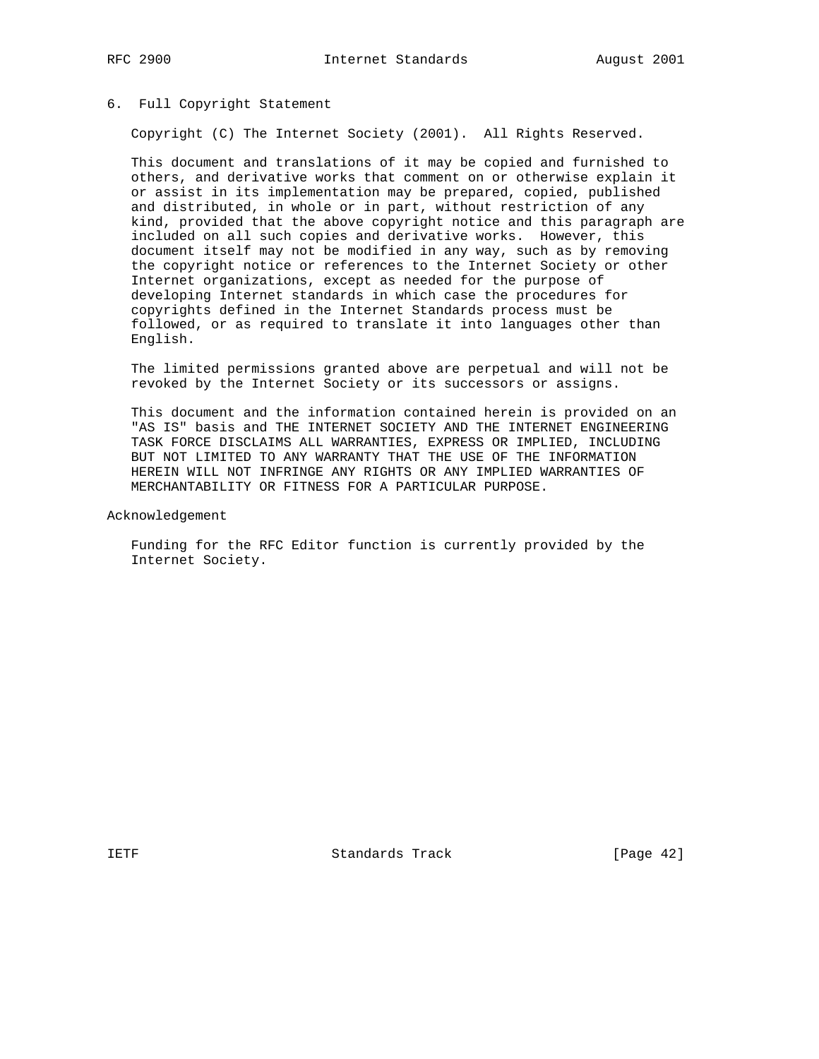## 6. Full Copyright Statement

Copyright (C) The Internet Society (2001). All Rights Reserved.

This document and translations of it may be copied and furnished to others, and derivative works that comment on or otherwise explain it or assist in its implementation may be prepared, copied, published and distributed, in whole or in part, without restriction of any kind, provided that the above copyright notice and this paragraph are included on all such copies and derivative works. However, this document itself may not be modified in any way, such as by removing the copyright notice or references to the Internet Society or other Internet organizations, except as needed for the purpose of developing Internet standards in which case the procedures for copyrights defined in the Internet Standards process must be followed, or as required to translate it into languages other than English.

The limited permissions granted above are perpetual and will not be revoked by the Internet Society or its successors or assigns.

This document and the information contained herein is provided on an "AS IS" basis and THE INTERNET SOCIETY AND THE INTERNET ENGINEERING TASK FORCE DISCLAIMS ALL WARRANTIES, EXPRESS OR IMPLIED, INCLUDING BUT NOT LIMITED TO ANY WARRANTY THAT THE USE OF THE INFORMATION HEREIN WILL NOT INFRINGE ANY RIGHTS OR ANY IMPLIED WARRANTIES OF MERCHANTABILITY OR FITNESS FOR A PARTICULAR PURPOSE.

## Acknowledgement

Funding for the RFC Editor function is currently provided by the Internet Society.